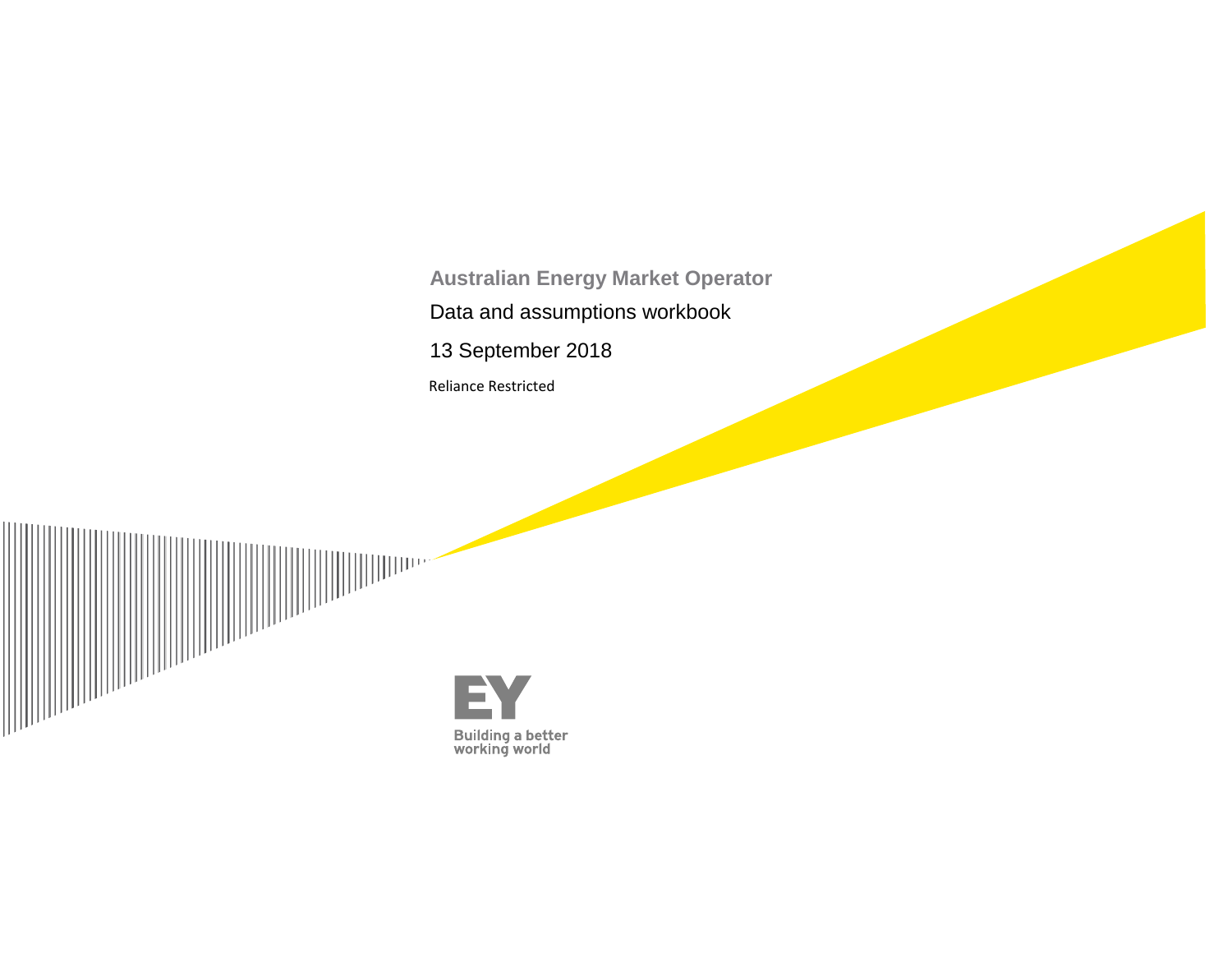# Australian Energy Market Operator

Data and assumptions workbook

13 September 2018

Reliance Restricted

Building a better working world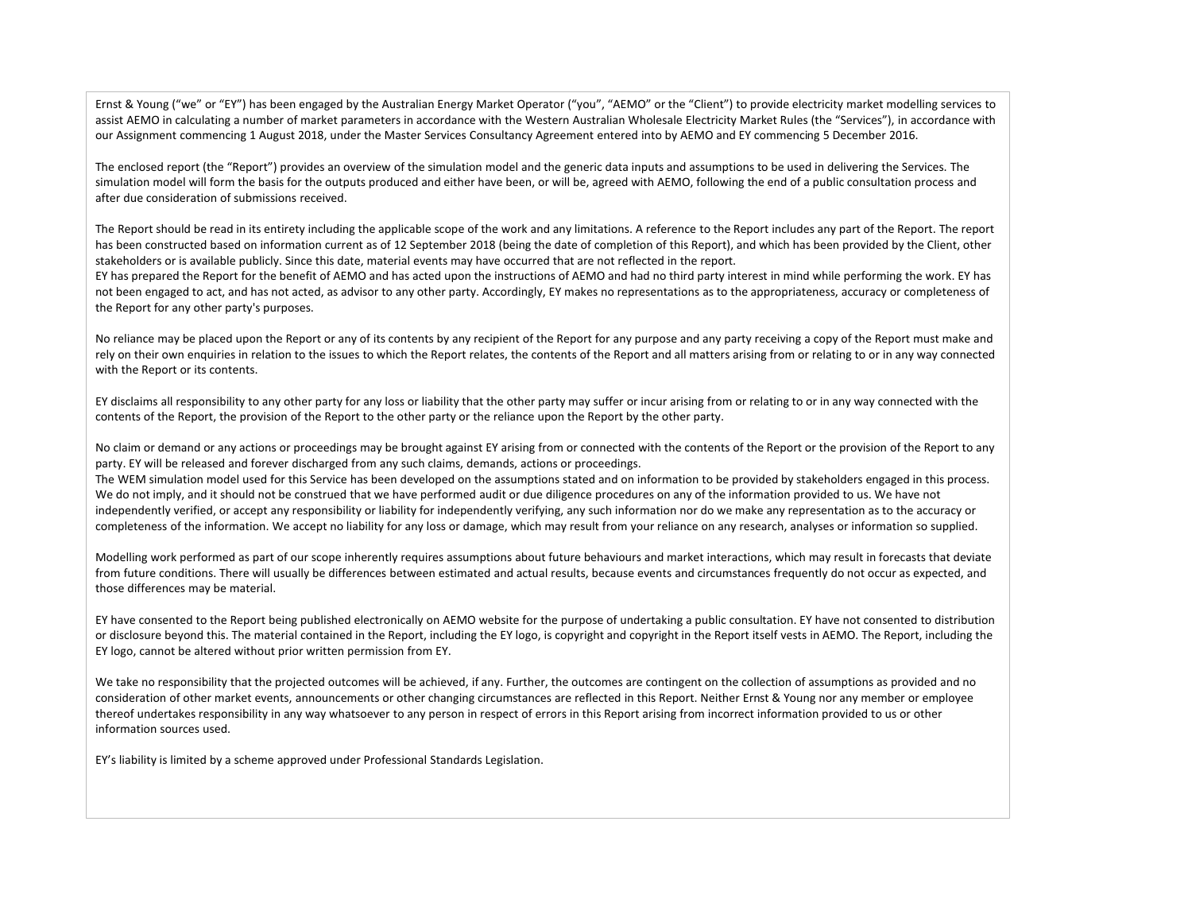Ernst & Young ("we" or "EY") has been engaged by the Australian Energy Market Operator ("you", "AEMO" or the "Client") to provide electricity market modelling services to assist AEMO in calculating a number of market parameters in accordance with the Western Australian Wholesale Electricity Market Rules (the "Services"), in accordance with our Assignment commencing 1 August 2018, under the Master Services Consultancy Agreement entered into by AEMO and EY commencing 5 December 2016.

The enclosed report (the "Report") provides an overview of the simulation model and the generic data inputs and assumptions to be used in delivering the Services. The simulation model will form the basis for the outputs produced and either have been, or will be, agreed with AEMO, following the end of a public consultation process and after due consideration of submissions received.

The Report should be read in its entirety including the applicable scope of the work and any limitations. A reference to the Report includes any part of the Report. The report has been constructed based on information current as of 12 September 2018 (being the date of completion of this Report), and which has been provided by the Client, other stakeholders or is available publicly. Since this date, material events may have occurred that are not reflected in the report.
EY has prepared the Report for the benefit of AEMO and has acted upon the instructions of AEMO and had no third party interest in mind while performing the work. EY has not been engaged to act, and has not acted, as advisor to any other party. Accordingly, EY makes no representations as to the appropriateness, accuracy or completeness of the Report for any other party's purposes.

No reliance may be placed upon the Report or any of its contents by any recipient of the Report for any purpose and any party receiving a copy of the Report must make and rely on their own enquiries in relation to the issues to which the Report relates, the contents of the Report and all matters arising from or relating to or in any way connected with the Report or its contents.

EY disclaims all responsibility to any other party for any loss or liability that the other party may suffer or incur arising from or relating to or in any way connected with the contents of the Report, the provision of the Report to the other party or the reliance upon the Report by the other party.

No claim or demand or any actions or proceedings may be brought against EY arising from or connected with the contents of the Report or the provision of the Report to any party. EY will be released and forever discharged from any such claims, demands, actions or proceedings.
The WEM simulation model used for this Service has been developed on the assumptions stated and on information to be provided by stakeholders engaged in this process. We do not imply, and it should not be construed that we have performed audit or due diligence procedures on any of the information provided to us. We have not independently verified, or accept any responsibility or liability for independently verifying, any such information nor do we make any representation as to the accuracy or completeness of the information. We accept no liability for any loss or damage, which may result from your reliance on any research, analyses or information so supplied.

Modelling work performed as part of our scope inherently requires assumptions about future behaviours and market interactions, which may result in forecasts that deviate from future conditions. There will usually be differences between estimated and actual results, because events and circumstances frequently do not occur as expected, and those differences may be material.

EY have consented to the Report being published electronically on AEMO website for the purpose of undertaking a public consultation. EY have not consented to distribution or disclosure beyond this. The material contained in the Report, including the EY logo, is copyright and copyright in the Report itself vests in AEMO. The Report, including the EY logo, cannot be altered without prior written permission from EY.

We take no responsibility that the projected outcomes will be achieved, if any. Further, the outcomes are contingent on the collection of assumptions as provided and no consideration of other market events, announcements or other changing circumstances are reflected in this Report. Neither Ernst & Young nor any member or employee thereof undertakes responsibility in any way whatsoever to any person in respect of errors in this Report arising from incorrect information provided to us or other information sources used.

EY's liability is limited by a scheme approved under Professional Standards Legislation.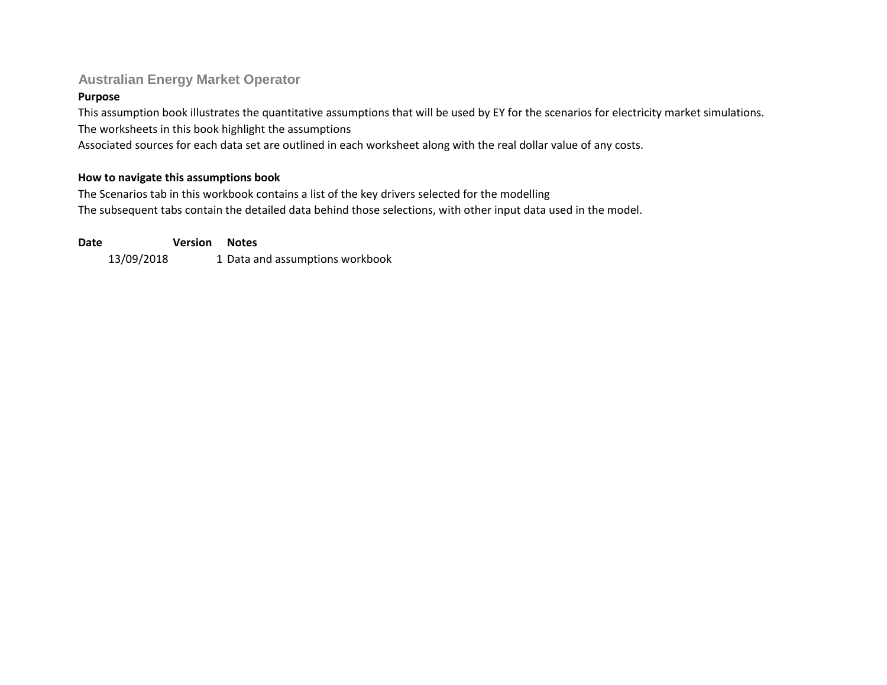## Australian Energy Market Operator

**Purpose**

This assumption book illustrates the quantitative assumptions that will be used by EY for the scenarios for electricity market simulations.
The worksheets in this book highlight the assumptions
Associated sources for each data set are outlined in each worksheet along with the real dollar value of any costs.

**How to navigate this assumptions book**

The Scenarios tab in this workbook contains a list of the key drivers selected for the modelling
The subsequent tabs contain the detailed data behind those selections, with other input data used in the model.

| Date | Version | Notes |
| --- | --- | --- |
| 13/09/2018 | 1 | Data and assumptions workbook |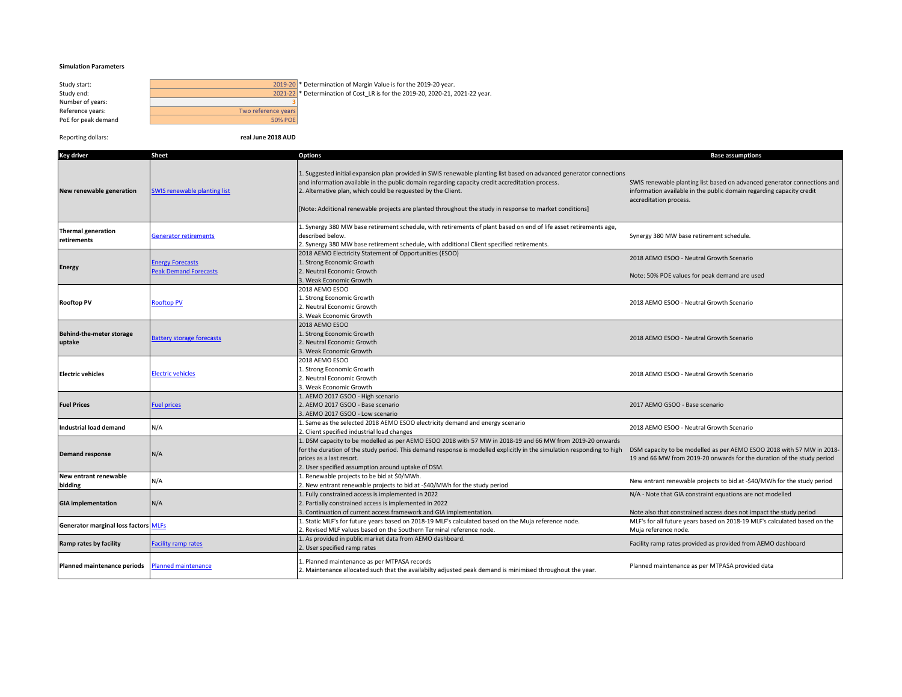**Simulation Parameters**

| | | |
|---|---|---|
| Study start: | 2019-20 | * Determination of Margin Value is for the 2019-20 year. |
| Study end: | 2021-22 | * Determination of Cost_LR is for the 2019-20, 2020-21, 2021-22 year. |
| Number of years: | 3 | |
| Reference years: | Two reference years | |
| PoE for peak demand | 50% POE | |

Reporting dollars: **real June 2018 AUD**

| Key driver | Sheet | Options | Base assumptions |
|---|---|---|---|
| **New renewable generation** | SWIS renewable planting list | 1. Suggested initial expansion plan provided in SWIS renewable planting list based on advanced generator connections and information available in the public domain regarding capacity credit accreditation process.<br>2. Alternative plan, which could be requested by the Client.<br><br>[Note: Additional renewable projects are planted throughout the study in response to market conditions] | SWIS renewable planting list based on advanced generator connections and information available in the public domain regarding capacity credit accreditation process. |
| **Thermal generation retirements** | Generator retirements | 1. Synergy 380 MW base retirement schedule, with retirements of plant based on end of life asset retirements age, described below.<br>2. Synergy 380 MW base retirement schedule, with additional Client specified retirements. | Synergy 380 MW base retirement schedule. |
| **Energy** | Energy Forecasts<br>Peak Demand Forecasts | 2018 AEMO Electricity Statement of Opportunities (ESOO)<br>1. Strong Economic Growth<br>2. Neutral Economic Growth<br>3. Weak Economic Growth | 2018 AEMO ESOO - Neutral Growth Scenario<br><br>Note: 50% POE values for peak demand are used |
| **Rooftop PV** | Rooftop PV | 2018 AEMO ESOO<br>1. Strong Economic Growth<br>2. Neutral Economic Growth<br>3. Weak Economic Growth | 2018 AEMO ESOO - Neutral Growth Scenario |
| **Behind-the-meter storage uptake** | Battery storage forecasts | 2018 AEMO ESOO<br>1. Strong Economic Growth<br>2. Neutral Economic Growth<br>3. Weak Economic Growth | 2018 AEMO ESOO - Neutral Growth Scenario |
| **Electric vehicles** | Electric vehicles | 2018 AEMO ESOO<br>1. Strong Economic Growth<br>2. Neutral Economic Growth<br>3. Weak Economic Growth | 2018 AEMO ESOO - Neutral Growth Scenario |
| **Fuel Prices** | Fuel prices | 1. AEMO 2017 GSOO - High scenario<br>2. AEMO 2017 GSOO - Base scenario<br>3. AEMO 2017 GSOO - Low scenario | 2017 AEMO GSOO - Base scenario |
| **Industrial load demand** | N/A | 1. Same as the selected 2018 AEMO ESOO electricity demand and energy scenario<br>2. Client specified industrial load changes | 2018 AEMO ESOO - Neutral Growth Scenario |
| **Demand response** | N/A | 1. DSM capacity to be modelled as per AEMO ESOO 2018 with 57 MW in 2018-19 and 66 MW from 2019-20 onwards for the duration of the study period. This demand response is modelled explicitly in the simulation responding to high prices as a last resort.<br>2. User specified assumption around uptake of DSM. | DSM capacity to be modelled as per AEMO ESOO 2018 with 57 MW in 2018-19 and 66 MW from 2019-20 onwards for the duration of the study period |
| **New entrant renewable bidding** | N/A | 1. Renewable projects to be bid at $0/MWh.<br>2. New entrant renewable projects to bid at -$40/MWh for the study period | New entrant renewable projects to bid at -$40/MWh for the study period |
| **GIA implementation** | N/A | 1. Fully constrained access is implemented in 2022<br>2. Partially constrained access is implemented in 2022<br>3. Continuation of current access framework and GIA implementation. | N/A - Note that GIA constraint equations are not modelled<br><br>Note also that constrained access does not impact the study period |
| **Generator marginal loss factors** | MLFs | 1. Static MLF's for future years based on 2018-19 MLF's calculated based on the Muja reference node.<br>2. Revised MLF values based on the Southern Terminal reference node. | MLF's for all future years based on 2018-19 MLF's calculated based on the Muja reference node. |
| **Ramp rates by facility** | Facility ramp rates | 1. As provided in public market data from AEMO dashboard.<br>2. User specified ramp rates | Facility ramp rates provided as provided from AEMO dashboard |
| **Planned maintenance periods** | Planned maintenance | 1. Planned maintenance as per MTPASA records<br>2. Maintenance allocated such that the availabilty adjusted peak demand is minimised throughout the year. | Planned maintenance as per MTPASA provided data |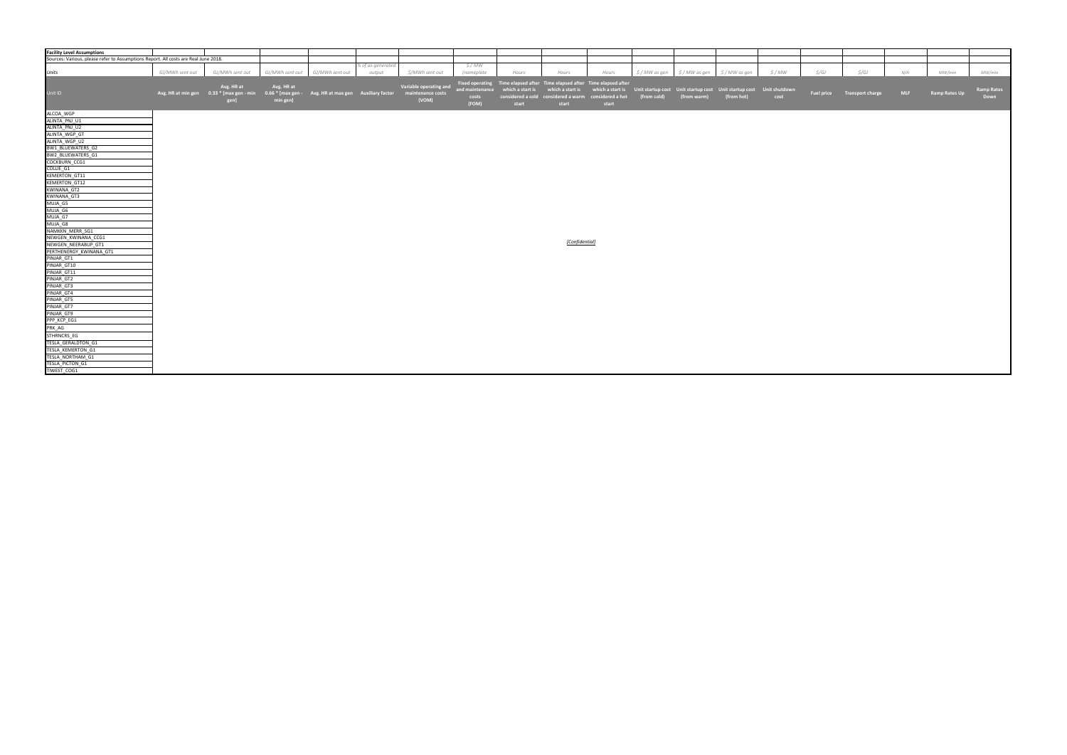**Facility Level Assumptions**

Sources: Various, please refer to Assumptions Report. All costs are Real June 2018.

| Unit ID | Avg. HR at min gen | Avg. HR at 0.33 * [max gen - min gen] | Avg. HR at 0.66 * [max gen - min gen] | Avg. HR at max gen | Auxiliary factor | Variable operating and maintenance costs (VOM) | Fixed operating and maintenance costs (FOM) | Time elapsed after which a start is considered a cold start | Time elapsed after which a start is considered a warm start | Time elapsed after which a start is considered a hot start | Unit startup cost (from cold) | Unit startup cost (from warm) | Unit startup cost (from hot) | Unit shutdown cost | Fuel price | Transport charge | MLF | Ramp Rates Up | Ramp Rates Down |
|---|---|---|---|---|---|---|---|---|---|---|---|---|---|---|---|---|---|---|---|
| *Units* | *GJ/MWh sent out* | *GJ/MWh sent out* | *GJ/MWh sent out* | *GJ/MWh sent out* | *% of as-generated output* | *$/MWh sent out* | *$ / MW (nameplate* | *Hours* | *Hours* | *Hours* | *$ / MW as gen* | *$ / MW as gen* | *$ / MW as gen* | *$ / MW* | *$/GJ* | *$/GJ* | *N/A* | *MW/min* | *MW/min* |
| ALCOA_WGP | | | | | | | | | | | | | | | | | | | |
| ALINTA_PNJ_U1 | | | | | | | | | | | | | | | | | | | |
| ALINTA_PNJ_U2 | | | | | | | | | | | | | | | | | | | |
| ALINTA_WGP_GT | | | | | | | | | | | | | | | | | | | |
| ALINTA_WGP_U2 | | | | | | | | | | | | | | | | | | | |
| BW1_BLUEWATERS_G2 | | | | | | | | | | | | | | | | | | | |
| BW2_BLUEWATERS_G1 | | | | | | | | | | | | | | | | | | | |
| COCKBURN_CCG1 | | | | | | | | | | | | | | | | | | | |
| COLLIE_G1 | | | | | | | | | | | | | | | | | | | |
| KEMERTON_GT11 | | | | | | | | | | | | | | | | | | | |
| KEMERTON_GT12 | | | | | | | | | | | | | | | | | | | |
| KWINANA_GT2 | | | | | | | | | | | | | | | | | | | |
| KWINANA_GT3 | | | | | | | | | | | | | | | | | | | |
| MUJA_G5 | | | | | | | | | | | | | | | | | | | |
| MUJA_G6 | | | | | | | | | | | | | | | | | | | |
| MUJA_G7 | | | | | | | | | | | | | | | | | | | |
| MUJA_G8 | | | | | | | | | | | | | | | | | | | |
| NAMKKN_MERR_SG1 | | | | | | | | | | | | | | | | | | | |
| NEWGEN_KWINANA_CCG1 | | | | | | | | | | | | | | | | | | | |
| NEWGEN_NEERABUP_GT1 | | | | | | | | | *[Confidential]* | | | | | | | | | | |
| PERTHENERGY_KWINANA_GT1 | | | | | | | | | | | | | | | | | | | |
| PINJAR_GT1 | | | | | | | | | | | | | | | | | | | |
| PINJAR_GT10 | | | | | | | | | | | | | | | | | | | |
| PINJAR_GT11 | | | | | | | | | | | | | | | | | | | |
| PINJAR_GT2 | | | | | | | | | | | | | | | | | | | |
| PINJAR_GT3 | | | | | | | | | | | | | | | | | | | |
| PINJAR_GT4 | | | | | | | | | | | | | | | | | | | |
| PINJAR_GT5 | | | | | | | | | | | | | | | | | | | |
| PINJAR_GT7 | | | | | | | | | | | | | | | | | | | |
| PINJAR_GT9 | | | | | | | | | | | | | | | | | | | |
| PPP_KCP_EG1 | | | | | | | | | | | | | | | | | | | |
| PRK_AG | | | | | | | | | | | | | | | | | | | |
| STHRNCRS_EG | | | | | | | | | | | | | | | | | | | |
| TESLA_GERALDTON_G1 | | | | | | | | | | | | | | | | | | | |
| TESLA_KEMERTON_G1 | | | | | | | | | | | | | | | | | | | |
| TESLA_NORTHAM_G1 | | | | | | | | | | | | | | | | | | | |
| TESLA_PICTON_G1 | | | | | | | | | | | | | | | | | | | |
| TIWEST_COG1 | | | | | | | | | | | | | | | | | | | |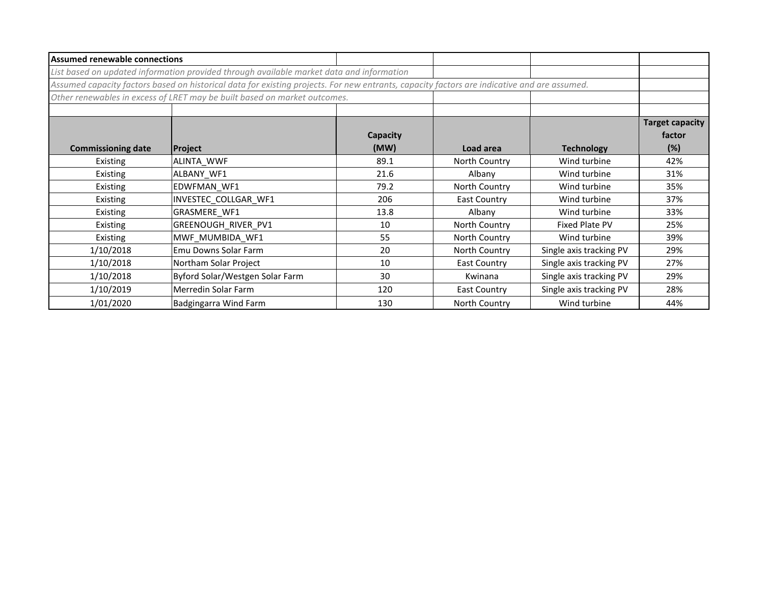**Assumed renewable connections**

*List based on updated information provided through available market data and information*

*Assumed capacity factors based on historical data for existing projects. For new entrants, capacity factors are indicative and are assumed.*

*Other renewables in excess of LRET may be built based on market outcomes.*

| Commissioning date | Project | Capacity (MW) | Load area | Technology | Target capacity factor (%) |
|---|---|---|---|---|---|
| Existing | ALINTA_WWF | 89.1 | North Country | Wind turbine | 42% |
| Existing | ALBANY_WF1 | 21.6 | Albany | Wind turbine | 31% |
| Existing | EDWFMAN_WF1 | 79.2 | North Country | Wind turbine | 35% |
| Existing | INVESTEC_COLLGAR_WF1 | 206 | East Country | Wind turbine | 37% |
| Existing | GRASMERE_WF1 | 13.8 | Albany | Wind turbine | 33% |
| Existing | GREENOUGH_RIVER_PV1 | 10 | North Country | Fixed Plate PV | 25% |
| Existing | MWF_MUMBIDA_WF1 | 55 | North Country | Wind turbine | 39% |
| 1/10/2018 | Emu Downs Solar Farm | 20 | North Country | Single axis tracking PV | 29% |
| 1/10/2018 | Northam Solar Project | 10 | East Country | Single axis tracking PV | 27% |
| 1/10/2018 | Byford Solar/Westgen Solar Farm | 30 | Kwinana | Single axis tracking PV | 29% |
| 1/10/2019 | Merredin Solar Farm | 120 | East Country | Single axis tracking PV | 28% |
| 1/01/2020 | Badgingarra Wind Farm | 130 | North Country | Wind turbine | 44% |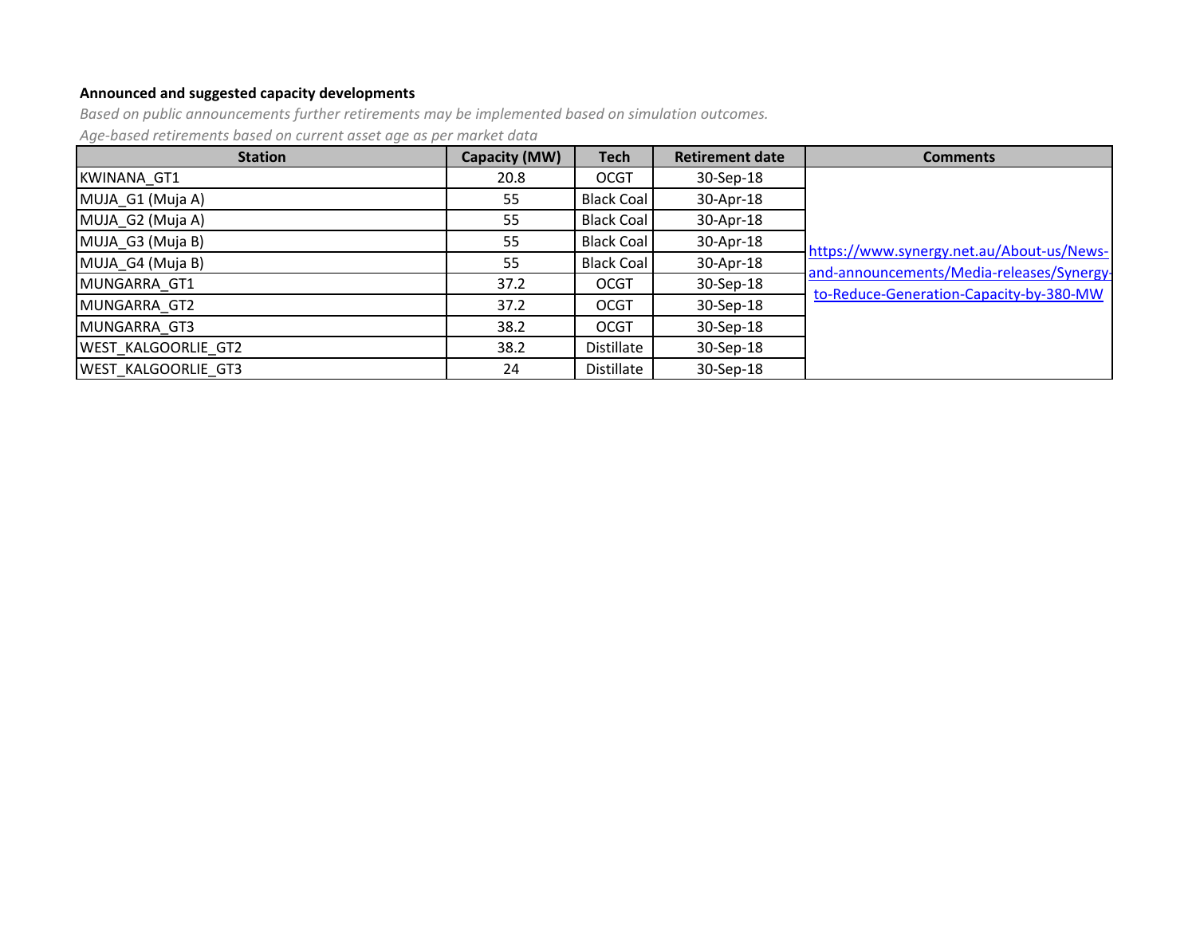**Announced and suggested capacity developments**

*Based on public announcements further retirements may be implemented based on simulation outcomes.*

*Age-based retirements based on current asset age as per market data*

| Station | Capacity (MW) | Tech | Retirement date | Comments |
|---|---|---|---|---|
| KWINANA_GT1 | 20.8 | OCGT | 30-Sep-18 | https://www.synergy.net.au/About-us/News-and-announcements/Media-releases/Synergy-to-Reduce-Generation-Capacity-by-380-MW |
| MUJA_G1 (Muja A) | 55 | Black Coal | 30-Apr-18 | |
| MUJA_G2 (Muja A) | 55 | Black Coal | 30-Apr-18 | |
| MUJA_G3 (Muja B) | 55 | Black Coal | 30-Apr-18 | |
| MUJA_G4 (Muja B) | 55 | Black Coal | 30-Apr-18 | |
| MUNGARRA_GT1 | 37.2 | OCGT | 30-Sep-18 | |
| MUNGARRA_GT2 | 37.2 | OCGT | 30-Sep-18 | |
| MUNGARRA_GT3 | 38.2 | OCGT | 30-Sep-18 | |
| WEST_KALGOORLIE_GT2 | 38.2 | Distillate | 30-Sep-18 | |
| WEST_KALGOORLIE_GT3 | 24 | Distillate | 30-Sep-18 | |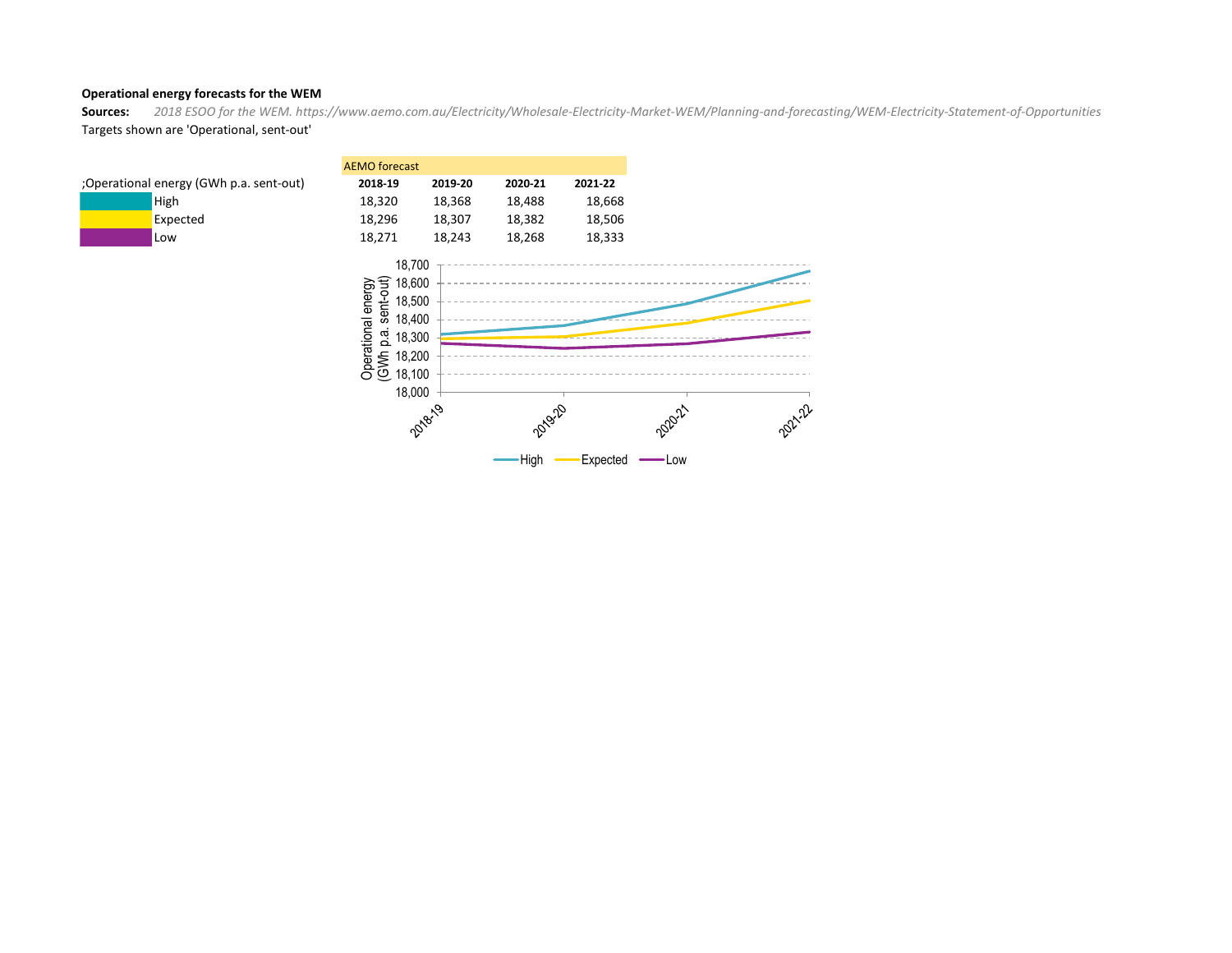**Operational energy forecasts for the WEM**

**Sources:** *2018 ESOO for the WEM. https://www.aemo.com.au/Electricity/Wholesale-Electricity-Market-WEM/Planning-and-forecasting/WEM-Electricity-Statement-of-Opportunities*

Targets shown are 'Operational, sent-out'

| ;Operational energy (GWh p.a. sent-out) | AEMO forecast 2018-19 | 2019-20 | 2020-21 | 2021-22 |
|---|---|---|---|---|
| High | 18,320 | 18,368 | 18,488 | 18,668 |
| Expected | 18,296 | 18,307 | 18,382 | 18,506 |
| Low | 18,271 | 18,243 | 18,268 | 18,333 |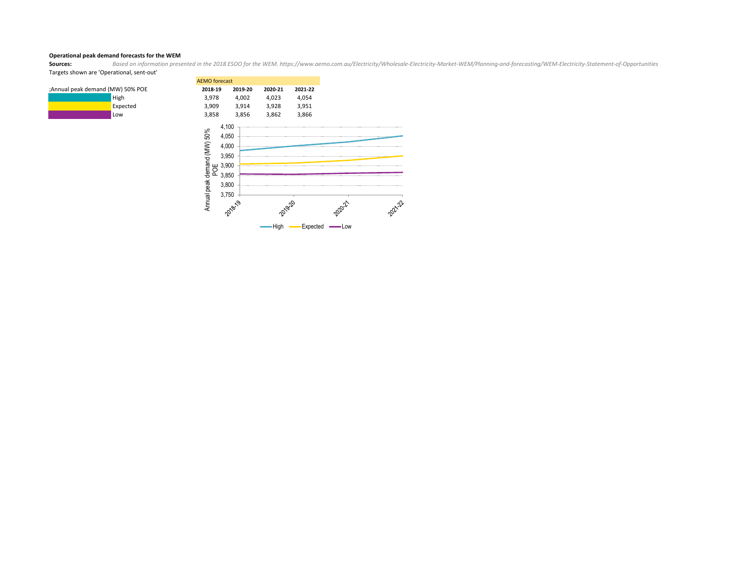**Operational peak demand forecasts for the WEM**

**Sources:** *Based on information presented in the 2018 ESOO for the WEM. https://www.aemo.com.au/Electricity/Wholesale-Electricity-Market-WEM/Planning-and-forecasting/WEM-Electricity-Statement-of-Opportunities*

Targets shown are 'Operational, sent-out'

| ;Annual peak demand (MW) 50% POE | AEMO forecast 2018-19 | 2019-20 | 2020-21 | 2021-22 |
|---|---|---|---|---|
| High | 3,978 | 4,002 | 4,023 | 4,054 |
| Expected | 3,909 | 3,914 | 3,928 | 3,951 |
| Low | 3,858 | 3,856 | 3,862 | 3,866 |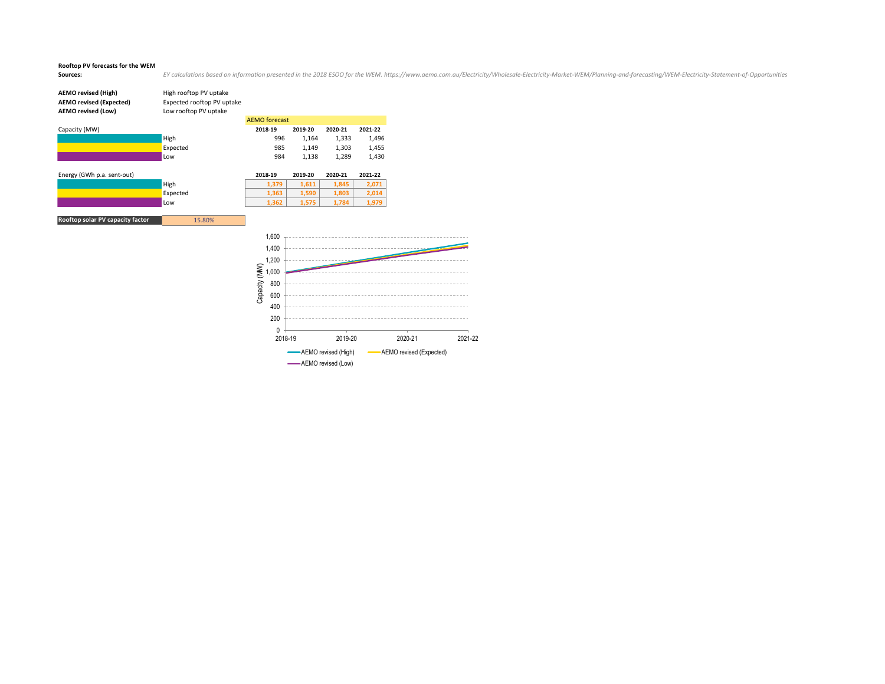**Rooftop PV forecasts for the WEM**

**Sources:** *EY calculations based on information presented in the 2018 ESOO for the WEM. https://www.aemo.com.au/Electricity/Wholesale-Electricity-Market-WEM/Planning-and-forecasting/WEM-Electricity-Statement-of-Opportunities*

| | |
|---|---|
| **AEMO revised (High)** | High rooftop PV uptake |
| **AEMO revised (Expected)** | Expected rooftop PV uptake |
| **AEMO revised (Low)** | Low rooftop PV uptake |

AEMO forecast

| Capacity (MW) | | 2018-19 | 2019-20 | 2020-21 | 2021-22 |
|---|---|---|---|---|---|
| | High | 996 | 1,164 | 1,333 | 1,496 |
| | Expected | 985 | 1,149 | 1,303 | 1,455 |
| | Low | 984 | 1,138 | 1,289 | 1,430 |

| Energy (GWh p.a. sent-out) | | 2018-19 | 2019-20 | 2020-21 | 2021-22 |
|---|---|---|---|---|---|
| | High | 1,379 | 1,611 | 1,845 | 2,071 |
| | Expected | 1,363 | 1,590 | 1,803 | 2,014 |
| | Low | 1,362 | 1,575 | 1,784 | 1,979 |

| **Rooftop solar PV capacity factor** | 15.80% |
|---|---|

Capacity (MW): 0, 200, 400, 600, 800, 1,000, 1,200, 1,400, 1,600

2018-19, 2019-20, 2020-21, 2021-22

AEMO revised (High) — AEMO revised (Expected) — AEMO revised (Low)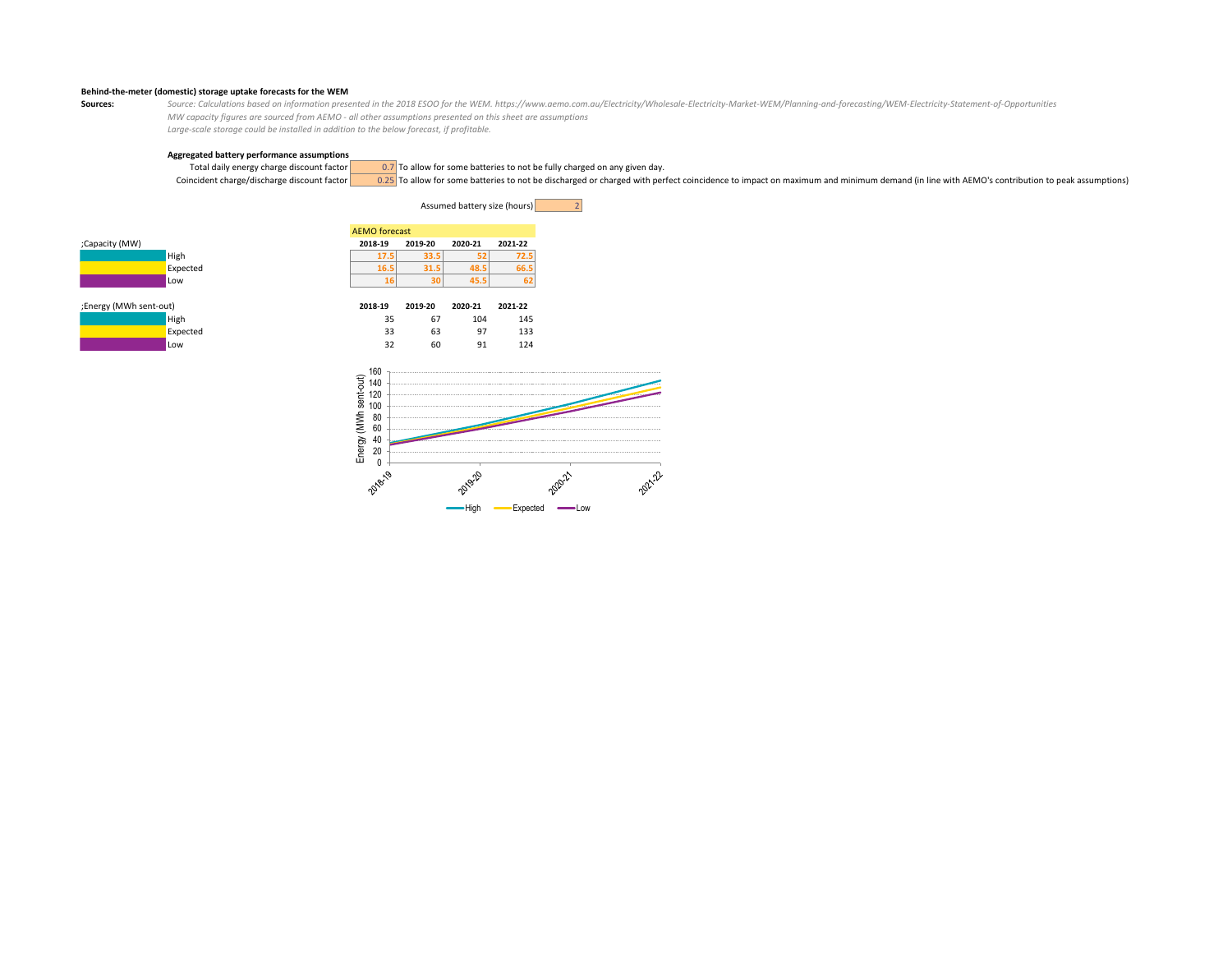**Behind-the-meter (domestic) storage uptake forecasts for the WEM**

**Sources:** *Source: Calculations based on information presented in the 2018 ESOO for the WEM. https://www.aemo.com.au/Electricity/Wholesale-Electricity-Market-WEM/Planning-and-forecasting/WEM-Electricity-Statement-of-Opportunities*

*MW capacity figures are sourced from AEMO - all other assumptions presented on this sheet are assumptions*

*Large-scale storage could be installed in addition to the below forecast, if profitable.*

**Aggregated battery performance assumptions**

| Assumption | Value | Note |
|---|---|---|
| Total daily energy charge discount factor | 0.7 | To allow for some batteries to not be fully charged on any given day. |
| Coincident charge/discharge discount factor | 0.25 | To allow for some batteries to not be discharged or charged with perfect coincidence to impact on maximum and minimum demand (in line with AEMO's contribution to peak assumptions) |

Assumed battery size (hours): 2

AEMO forecast

| ;Capacity (MW) | 2018-19 | 2019-20 | 2020-21 | 2021-22 |
|---|---|---|---|---|
| High | 17.5 | 33.5 | 52 | 72.5 |
| Expected | 16.5 | 31.5 | 48.5 | 66.5 |
| Low | 16 | 30 | 45.5 | 62 |

| ;Energy (MWh sent-out) | 2018-19 | 2019-20 | 2020-21 | 2021-22 |
|---|---|---|---|---|
| High | 35 | 67 | 104 | 145 |
| Expected | 33 | 63 | 97 | 133 |
| Low | 32 | 60 | 91 | 124 |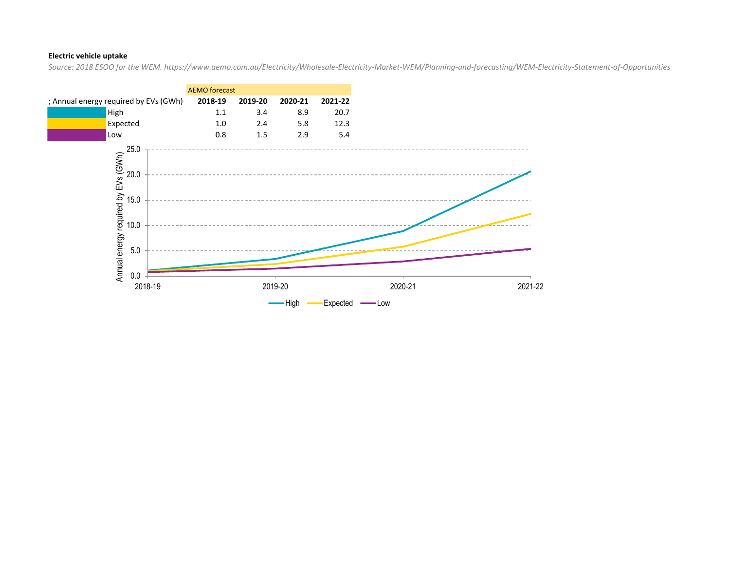**Electric vehicle uptake**

*Source: 2018 ESOO for the WEM. https://www.aemo.com.au/Electricity/Wholesale-Electricity-Market-WEM/Planning-and-forecasting/WEM-Electricity-Statement-of-Opportunities*

| | AEMO forecast | | | |
|---|---|---|---|---|
| ; Annual energy required by EVs (GWh) | **2018-19** | **2019-20** | **2020-21** | **2021-22** |
| High | 1.1 | 3.4 | 8.9 | 20.7 |
| Expected | 1.0 | 2.4 | 5.8 | 12.3 |
| Low | 0.8 | 1.5 | 2.9 | 5.4 |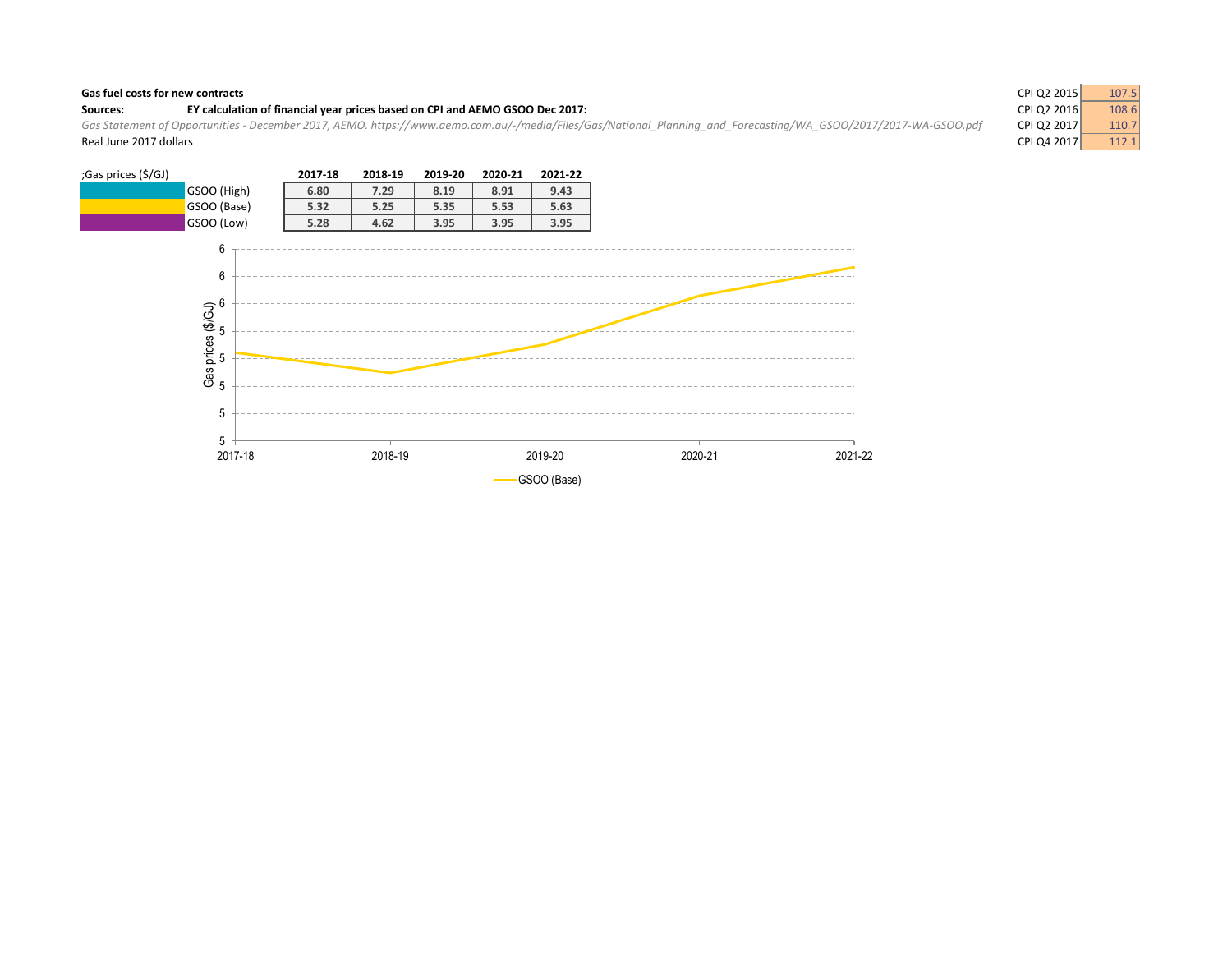**Gas fuel costs for new contracts**

**Sources:** **EY calculation of financial year prices based on CPI and AEMO GSOO Dec 2017:**

*Gas Statement of Opportunities - December 2017, AEMO. https://www.aemo.com.au/-/media/Files/Gas/National_Planning_and_Forecasting/WA_GSOO/2017/2017-WA-GSOO.pdf*

Real June 2017 dollars

| | |
|---|---|
| CPI Q2 2015 | 107.5 |
| CPI Q2 2016 | 108.6 |
| CPI Q2 2017 | 110.7 |
| CPI Q4 2017 | 112.1 |

| ;Gas prices ($/GJ) | 2017-18 | 2018-19 | 2019-20 | 2020-21 | 2021-22 |
|---|---|---|---|---|---|
| GSOO (High) | 6.80 | 7.29 | 8.19 | 8.91 | 9.43 |
| GSOO (Base) | 5.32 | 5.25 | 5.35 | 5.53 | 5.63 |
| GSOO (Low) | 5.28 | 4.62 | 3.95 | 3.95 | 3.95 |

Gas prices ($/GJ)

6, 6, 6, 5, 5, 5, 5, 5

2017-18, 2018-19, 2019-20, 2020-21, 2021-22

GSOO (Base)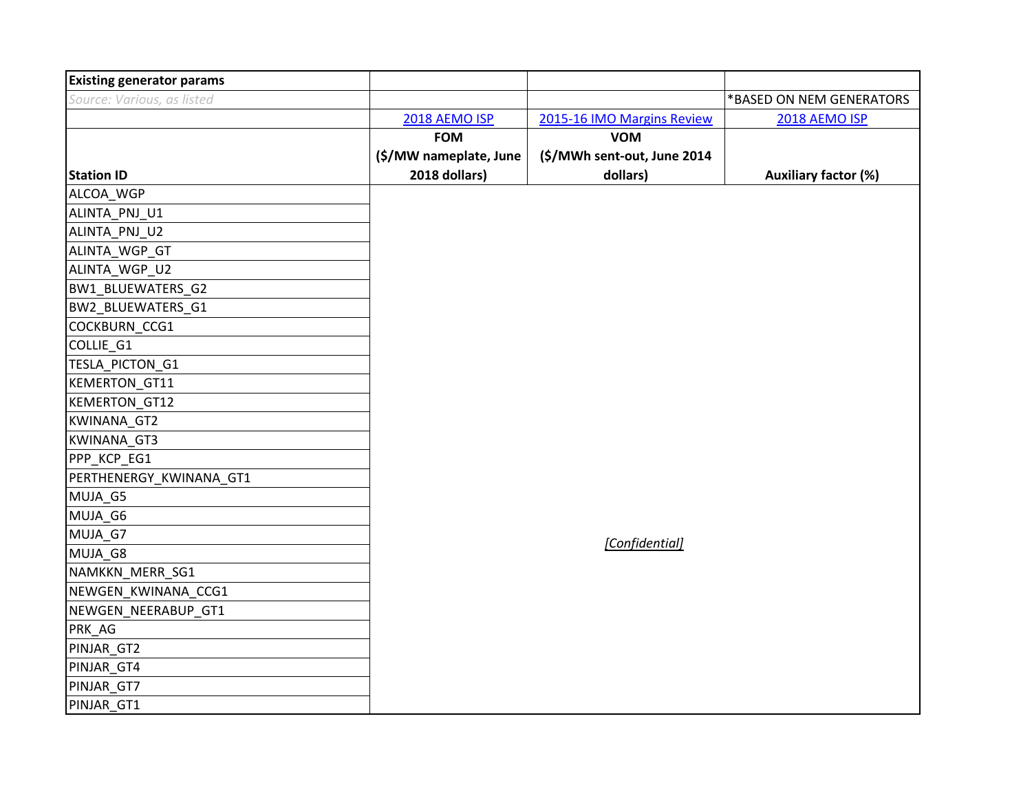| Existing generator params | | | |
|---|---|---|---|
| Source: Various, as listed | | | *BASED ON NEM GENERATORS |
| | 2018 AEMO ISP | 2015-16 IMO Margins Review | 2018 AEMO ISP |
| Station ID | **FOM ($/MW nameplate, June 2018 dollars)** | **VOM ($/MWh sent-out, June 2014 dollars)** | **Auxiliary factor (%)** |
| ALCOA_WGP | | | |
| ALINTA_PNJ_U1 | | | |
| ALINTA_PNJ_U2 | | | |
| ALINTA_WGP_GT | | | |
| ALINTA_WGP_U2 | | | |
| BW1_BLUEWATERS_G2 | | | |
| BW2_BLUEWATERS_G1 | | | |
| COCKBURN_CCG1 | | | |
| COLLIE_G1 | | | |
| TESLA_PICTON_G1 | | | |
| KEMERTON_GT11 | | | |
| KEMERTON_GT12 | | | |
| KWINANA_GT2 | | | |
| KWINANA_GT3 | | | |
| PPP_KCP_EG1 | | | |
| PERTHENERGY_KWINANA_GT1 | | | |
| MUJA_G5 | | | |
| MUJA_G6 | | | |
| MUJA_G7 | | *[Confidential]* | |
| MUJA_G8 | | | |
| NAMKKN_MERR_SG1 | | | |
| NEWGEN_KWINANA_CCG1 | | | |
| NEWGEN_NEERABUP_GT1 | | | |
| PRK_AG | | | |
| PINJAR_GT2 | | | |
| PINJAR_GT4 | | | |
| PINJAR_GT7 | | | |
| PINJAR_GT1 | | | |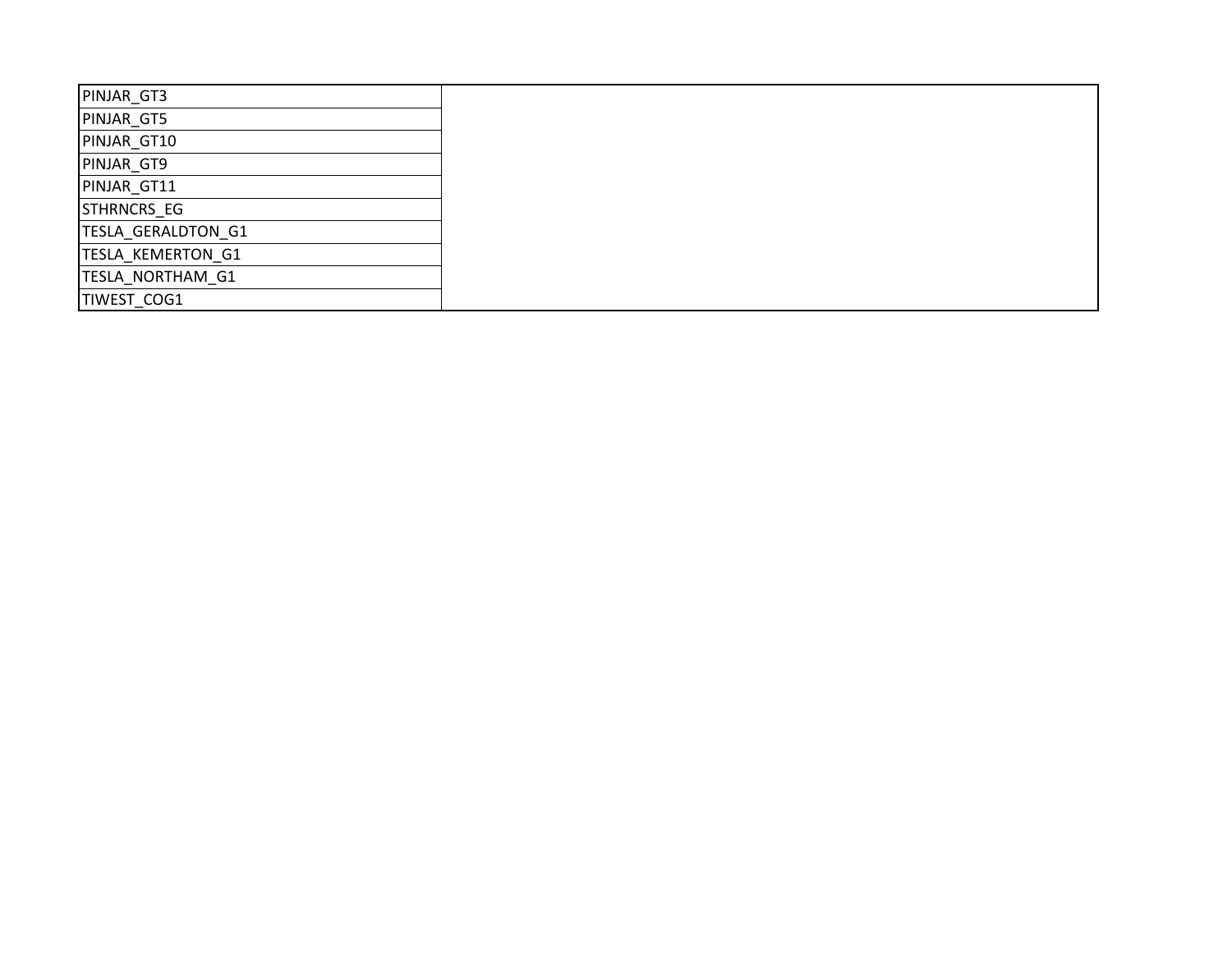| | |
|---|---|
| PINJAR_GT3 | |
| PINJAR_GT5 | |
| PINJAR_GT10 | |
| PINJAR_GT9 | |
| PINJAR_GT11 | |
| STHRNCRS_EG | |
| TESLA_GERALDTON_G1 | |
| TESLA_KEMERTON_G1 | |
| TESLA_NORTHAM_G1 | |
| TIWEST_COG1 | |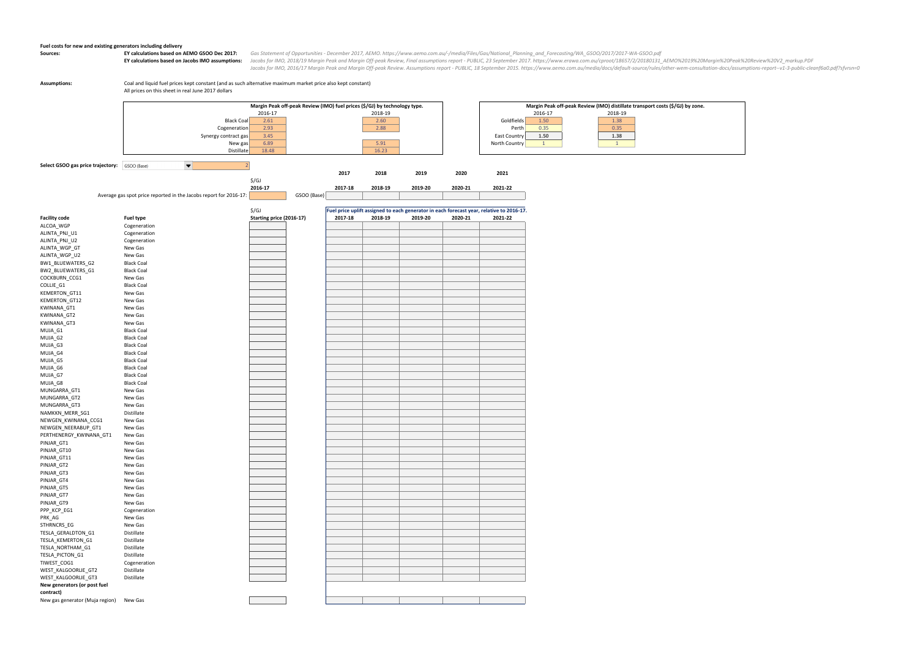**Fuel costs for new and existing generators including delivery**

**Sources:**

**EY calculations based on AEMO GSOO Dec 2017:** *Gas Statement of Opportunities - December 2017, AEMO. https://www.aemo.com.au/-/media/Files/Gas/National_Planning_and_Forecasting/WA_GSOO/2017/2017-WA-GSOO.pdf*

**EY calculations based on Jacobs IMO assumptions:** *Jacobs for IMO, 2018/19 Margin Peak and Margin Off-peak Review, Final assumptions report - PUBLIC, 23 September 2017. https://www.erawa.com.au/cproot/18657/2/20180131_AEMO%2019%20Margin%20Peak%20Review%20V2_markup.PDF*
*Jacobs for IMO, 2016/17 Margin Peak and Margin Off-peak Review. Assumptions report - PUBLIC, 18 September 2015. https://www.aemo.com.au/media/docs/default-source/rules/other-wem-consultation-docs/assumptions-report--v1-3-public-cleanf6a0.pdf?sfvrsn=0*

**Assumptions:**

Coal and liquid fuel prices kept constant (and as such alternative maximum market price also kept constant)
All prices on this sheet in real June 2017 dollars

| Margin Peak off-peak Review (IMO) fuel prices ($/GJ) by technology type. | 2016-17 | 2018-19 |
|---|---|---|
| Black Coal | 2.61 | 2.60 |
| Cogeneration | 2.93 | 2.88 |
| Synergy contract gas | 3.45 | |
| New gas | 6.89 | 5.91 |
| Distillate | 18.48 | 16.23 |

| Margin Peak off-peak Review (IMO) distillate transport costs ($/GJ) by zone. | 2016-17 | 2018-19 |
|---|---|---|
| Goldfields | 1.50 | 1.38 |
| Perth | 0.35 | 0.35 |
| East Country | 1.50 | 1.38 |
| North Country | 1 | 1 |

**Select GSOO gas price trajectory:** GSOO (Base) 2

| | $/GJ 2016-17 | | 2017 2017-18 | 2018 2018-19 | 2019 2019-20 | 2020 2020-21 | 2021 2021-22 |
|---|---|---|---|---|---|---|---|
| Average gas spot price reported in the Jacobs report for 2016-17: | | GSOO (Base) | | | | | |

| Facility code | Fuel type | $/GJ Starting price (2016-17) | 2017-18 | 2018-19 | 2019-20 | 2020-21 | 2021-22 |
|---|---|---|---|---|---|---|---|
| | | | Fuel price uplift assigned to each generator in each forecast year, relative to 2016-17. | | | | |
| ALCOA_WGP | Cogeneration | | | | | | |
| ALINTA_PNJ_U1 | Cogeneration | | | | | | |
| ALINTA_PNJ_U2 | Cogeneration | | | | | | |
| ALINTA_WGP_GT | New Gas | | | | | | |
| ALINTA_WGP_U2 | New Gas | | | | | | |
| BW1_BLUEWATERS_G2 | Black Coal | | | | | | |
| BW2_BLUEWATERS_G1 | Black Coal | | | | | | |
| COCKBURN_CCG1 | New Gas | | | | | | |
| COLLIE_G1 | Black Coal | | | | | | |
| KEMERTON_GT11 | New Gas | | | | | | |
| KEMERTON_GT12 | New Gas | | | | | | |
| KWINANA_GT1 | New Gas | | | | | | |
| KWINANA_GT2 | New Gas | | | | | | |
| KWINANA_GT3 | New Gas | | | | | | |
| MUJA_G1 | Black Coal | | | | | | |
| MUJA_G2 | Black Coal | | | | | | |
| MUJA_G3 | Black Coal | | | | | | |
| MUJA_G4 | Black Coal | | | | | | |
| MUJA_G5 | Black Coal | | | | | | |
| MUJA_G6 | Black Coal | | | | | | |
| MUJA_G7 | Black Coal | | | | | | |
| MUJA_G8 | Black Coal | | | | | | |
| MUNGARRA_GT1 | New Gas | | | | | | |
| MUNGARRA_GT2 | New Gas | | | | | | |
| MUNGARRA_GT3 | New Gas | | | | | | |
| NAMKKN_MERR_SG1 | Distillate | | | | | | |
| NEWGEN_KWINANA_CCG1 | New Gas | | | | | | |
| NEWGEN_NEERABUP_GT1 | New Gas | | | | | | |
| PERTHENERGY_KWINANA_GT1 | New Gas | | | | | | |
| PINJAR_GT1 | New Gas | | | | | | |
| PINJAR_GT10 | New Gas | | | | | | |
| PINJAR_GT11 | New Gas | | | | | | |
| PINJAR_GT2 | New Gas | | | | | | |
| PINJAR_GT3 | New Gas | | | | | | |
| PINJAR_GT4 | New Gas | | | | | | |
| PINJAR_GT5 | New Gas | | | | | | |
| PINJAR_GT7 | New Gas | | | | | | |
| PINJAR_GT9 | New Gas | | | | | | |
| PPP_KCP_EG1 | Cogeneration | | | | | | |
| PRK_AG | New Gas | | | | | | |
| STHRNCRS_EG | New Gas | | | | | | |
| TESLA_GERALDTON_G1 | Distillate | | | | | | |
| TESLA_KEMERTON_G1 | Distillate | | | | | | |
| TESLA_NORTHAM_G1 | Distillate | | | | | | |
| TESLA_PICTON_G1 | Distillate | | | | | | |
| TIWEST_COG1 | Cogeneration | | | | | | |
| WEST_KALGOORLIE_GT2 | Distillate | | | | | | |
| WEST_KALGOORLIE_GT3 | Distillate | | | | | | |
| **New generators (or post fuel contract)** | | | | | | | |
| New gas generator (Muja region) | New Gas | | | | | | |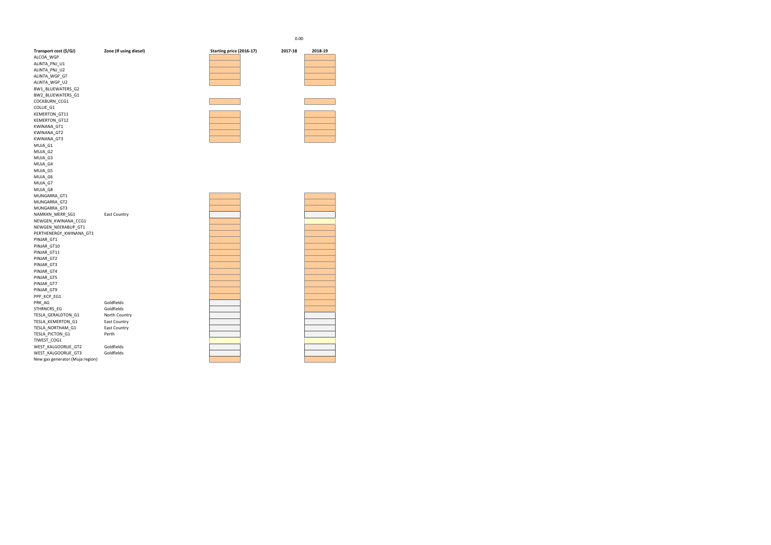0.00

| Transport cost ($/GJ) | Zone (If using diesel) | Starting price (2016-17) | 2017-18 | 2018-19 |
|---|---|---|---|---|
| ALCOA_WGP | | | | |
| ALINTA_PNJ_U1 | | | | |
| ALINTA_PNJ_U2 | | | | |
| ALINTA_WGP_GT | | | | |
| ALINTA_WGP_U2 | | | | |
| BW1_BLUEWATERS_G2 | | | | |
| BW2_BLUEWATERS_G1 | | | | |
| COCKBURN_CCG1 | | | | |
| COLLIE_G1 | | | | |
| KEMERTON_GT11 | | | | |
| KEMERTON_GT12 | | | | |
| KWINANA_GT1 | | | | |
| KWINANA_GT2 | | | | |
| KWINANA_GT3 | | | | |
| MUJA_G1 | | | | |
| MUJA_G2 | | | | |
| MUJA_G3 | | | | |
| MUJA_G4 | | | | |
| MUJA_G5 | | | | |
| MUJA_G6 | | | | |
| MUJA_G7 | | | | |
| MUJA_G8 | | | | |
| MUNGARRA_GT1 | | | | |
| MUNGARRA_GT2 | | | | |
| MUNGARRA_GT3 | | | | |
| NAMKKN_MERR_SG1 | East Country | | | |
| NEWGEN_KWINANA_CCG1 | | | | |
| NEWGEN_NEERABUP_GT1 | | | | |
| PERTHENERGY_KWINANA_GT1 | | | | |
| PINJAR_GT1 | | | | |
| PINJAR_GT10 | | | | |
| PINJAR_GT11 | | | | |
| PINJAR_GT2 | | | | |
| PINJAR_GT3 | | | | |
| PINJAR_GT4 | | | | |
| PINJAR_GT5 | | | | |
| PINJAR_GT7 | | | | |
| PINJAR_GT9 | | | | |
| PPP_KCP_EG1 | | | | |
| PRK_AG | Goldfields | | | |
| STHRNCRS_EG | Goldfields | | | |
| TESLA_GERALDTON_G1 | North Country | | | |
| TESLA_KEMERTON_G1 | East Country | | | |
| TESLA_NORTHAM_G1 | East Country | | | |
| TESLA_PICTON_G1 | Perth | | | |
| TIWEST_COG1 | | | | |
| WEST_KALGOORLIE_GT2 | Goldfields | | | |
| WEST_KALGOORLIE_GT3 | Goldfields | | | |
| New gas generator (Muja region) | | | | |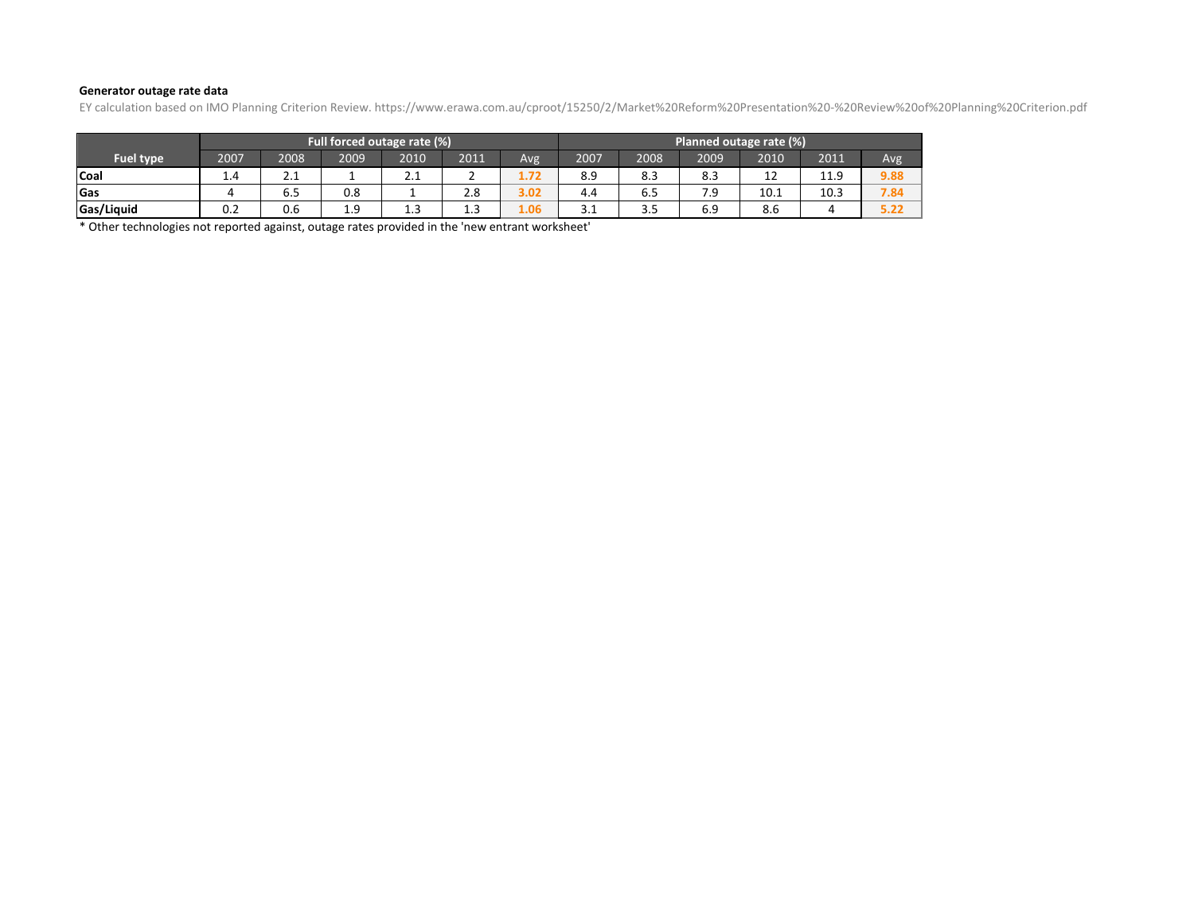**Generator outage rate data**

EY calculation based on IMO Planning Criterion Review. https://www.erawa.com.au/cproot/15250/2/Market%20Reform%20Presentation%20-%20Review%20of%20Planning%20Criterion.pdf

| Fuel type | Full forced outage rate (%) | | | | | | Planned outage rate (%) | | | | | |
|---|---|---|---|---|---|---|---|---|---|---|---|---|
| | 2007 | 2008 | 2009 | 2010 | 2011 | Avg | 2007 | 2008 | 2009 | 2010 | 2011 | Avg |
| **Coal** | 1.4 | 2.1 | 1 | 2.1 | 2 | 1.72 | 8.9 | 8.3 | 8.3 | 12 | 11.9 | 9.88 |
| **Gas** | 4 | 6.5 | 0.8 | 1 | 2.8 | 3.02 | 4.4 | 6.5 | 7.9 | 10.1 | 10.3 | 7.84 |
| **Gas/Liquid** | 0.2 | 0.6 | 1.9 | 1.3 | 1.3 | 1.06 | 3.1 | 3.5 | 6.9 | 8.6 | 4 | 5.22 |

* Other technologies not reported against, outage rates provided in the 'new entrant worksheet'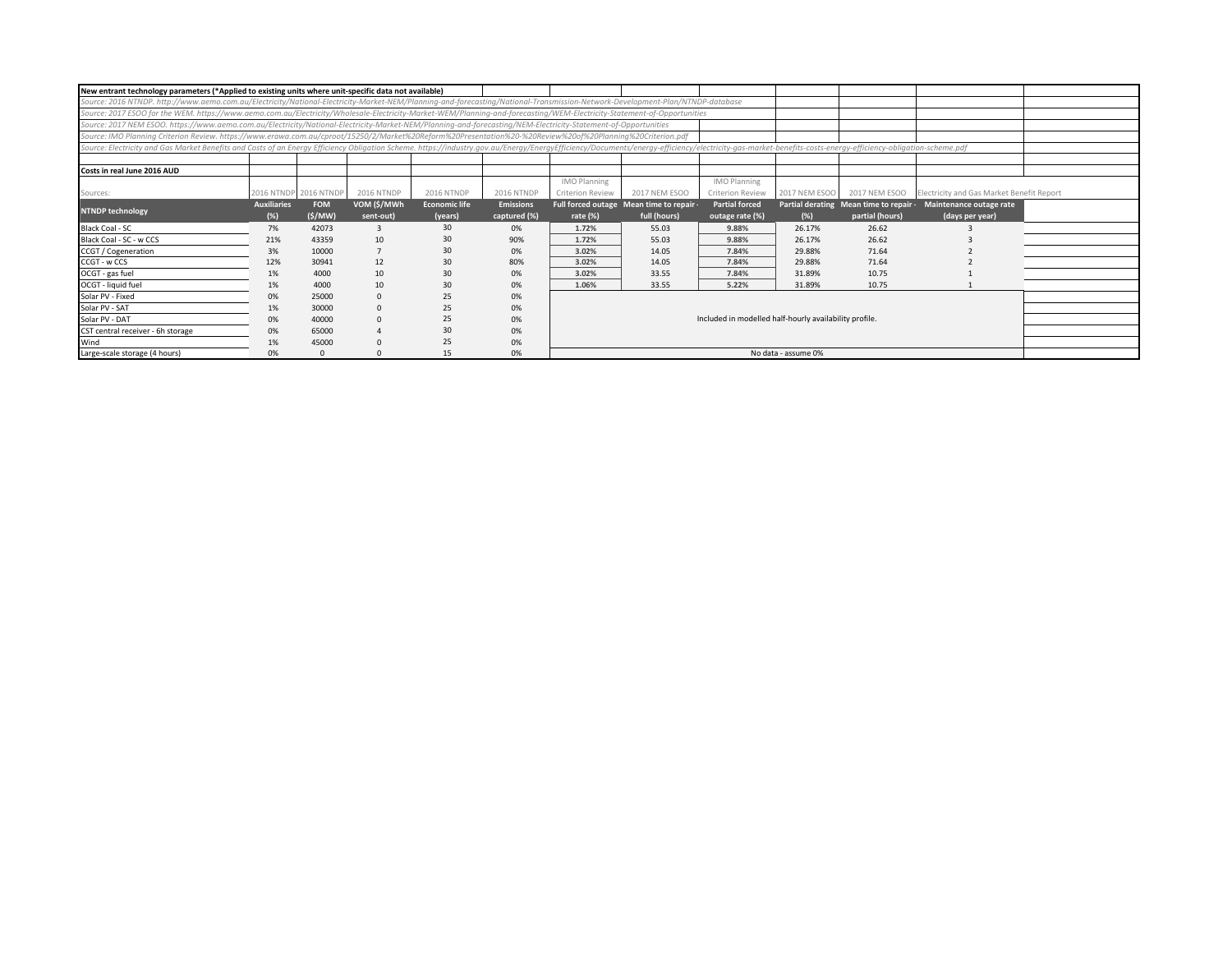**New entrant technology parameters (*Applied to existing units where unit-specific data not available)**

*Source: 2016 NTNDP. http://www.aemo.com.au/Electricity/National-Electricity-Market-NEM/Planning-and-forecasting/National-Transmission-Network-Development-Plan/NTNDP-database*

*Source: 2017 ESOO for the WEM. https://www.aemo.com.au/Electricity/Wholesale-Electricity-Market-WEM/Planning-and-forecasting/WEM-Electricity-Statement-of-Opportunities*

*Source: 2017 NEM ESOO. https://www.aemo.com.au/Electricity/National-Electricity-Market-NEM/Planning-and-forecasting/NEM-Electricity-Statement-of-Opportunities*

*Source: IMO Planning Criterion Review. https://www.erawa.com.au/cproot/15250/2/Market%20Reform%20Presentation%20-%20Review%20of%20Planning%20Criterion.pdf*

*Source: Electricity and Gas Market Benefits and Costs of an Energy Efficiency Obligation Scheme. https://industry.gov.au/Energy/EnergyEfficiency/Documents/energy-efficiency/electricity-gas-market-benefits-costs-energy-efficiency-obligation-scheme.pdf*

**Costs in real June 2016 AUD**

| Sources: | 2016 NTNDP | 2016 NTNDP | 2016 NTNDP | 2016 NTNDP | 2016 NTNDP | IMO Planning Criterion Review | 2017 NEM ESOO | IMO Planning Criterion Review | 2017 NEM ESOO | 2017 NEM ESOO | Electricity and Gas Market Benefit Report |
|---|---|---|---|---|---|---|---|---|---|---|---|
| **NTNDP technology** | **Auxiliaries (%)** | **FOM ($/MW)** | **VOM ($/MWh sent-out)** | **Economic life (years)** | **Emissions captured (%)** | **Full forced outage rate (%)** | **Mean time to repair - full (hours)** | **Partial forced outage rate (%)** | **Partial derating (%)** | **Mean time to repair - partial (hours)** | **Maintenance outage rate (days per year)** |
| Black Coal - SC | 7% | 42073 | 3 | 30 | 0% | 1.72% | 55.03 | 9.88% | 26.17% | 26.62 | 3 |
| Black Coal - SC - w CCS | 21% | 43359 | 10 | 30 | 90% | 1.72% | 55.03 | 9.88% | 26.17% | 26.62 | 3 |
| CCGT / Cogeneration | 3% | 10000 | 7 | 30 | 0% | 3.02% | 14.05 | 7.84% | 29.88% | 71.64 | 2 |
| CCGT - w CCS | 12% | 30941 | 12 | 30 | 80% | 3.02% | 14.05 | 7.84% | 29.88% | 71.64 | 2 |
| OCGT - gas fuel | 1% | 4000 | 10 | 30 | 0% | 3.02% | 33.55 | 7.84% | 31.89% | 10.75 | 1 |
| OCGT - liquid fuel | 1% | 4000 | 10 | 30 | 0% | 1.06% | 33.55 | 5.22% | 31.89% | 10.75 | 1 |
| Solar PV - Fixed | 0% | 25000 | 0 | 25 | 0% | Included in modelled half-hourly availability profile. | | | | | |
| Solar PV - SAT | 1% | 30000 | 0 | 25 | 0% | | | | | | |
| Solar PV - DAT | 0% | 40000 | 0 | 25 | 0% | | | | | | |
| CST central receiver - 6h storage | 0% | 65000 | 4 | 30 | 0% | | | | | | |
| Wind | 1% | 45000 | 0 | 25 | 0% | | | | | | |
| Large-scale storage (4 hours) | 0% | 0 | 0 | 15 | 0% | No data - assume 0% | | | | | |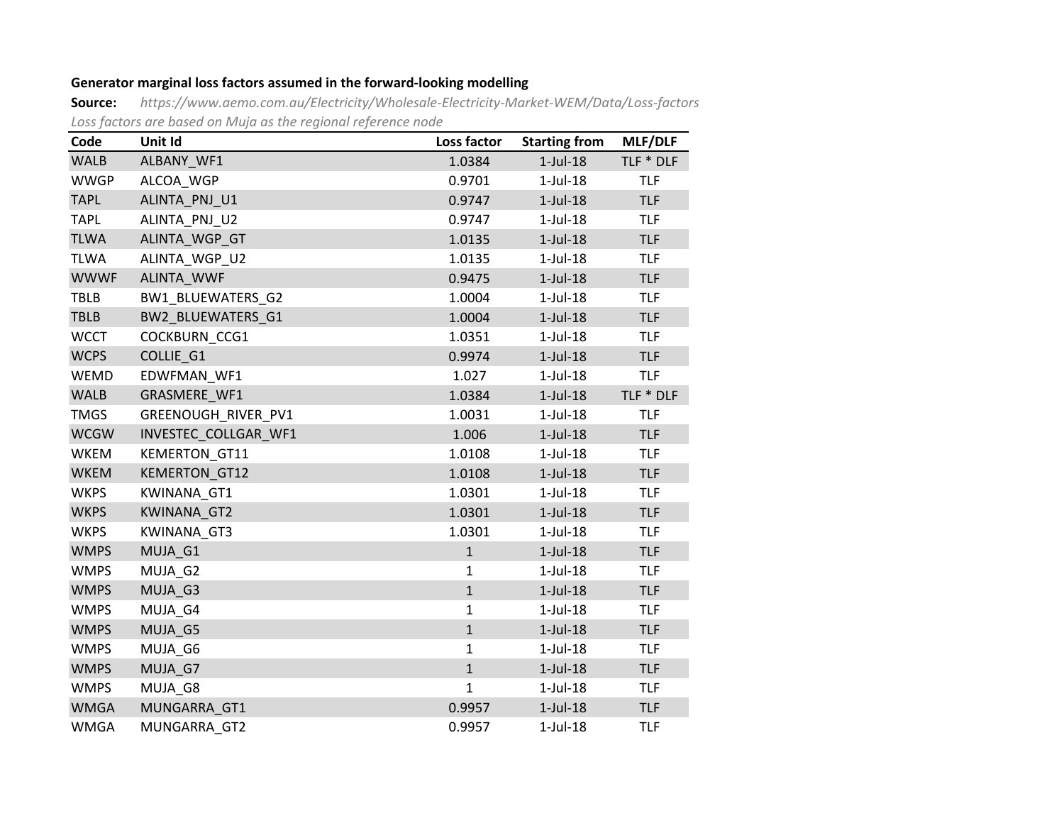**Generator marginal loss factors assumed in the forward-looking modelling**

**Source:** *https://www.aemo.com.au/Electricity/Wholesale-Electricity-Market-WEM/Data/Loss-factors*

*Loss factors are based on Muja as the regional reference node*

| Code | Unit Id | Loss factor | Starting from | MLF/DLF |
|---|---|---|---|---|
| WALB | ALBANY_WF1 | 1.0384 | 1-Jul-18 | TLF * DLF |
| WWGP | ALCOA_WGP | 0.9701 | 1-Jul-18 | TLF |
| TAPL | ALINTA_PNJ_U1 | 0.9747 | 1-Jul-18 | TLF |
| TAPL | ALINTA_PNJ_U2 | 0.9747 | 1-Jul-18 | TLF |
| TLWA | ALINTA_WGP_GT | 1.0135 | 1-Jul-18 | TLF |
| TLWA | ALINTA_WGP_U2 | 1.0135 | 1-Jul-18 | TLF |
| WWWF | ALINTA_WWF | 0.9475 | 1-Jul-18 | TLF |
| TBLB | BW1_BLUEWATERS_G2 | 1.0004 | 1-Jul-18 | TLF |
| TBLB | BW2_BLUEWATERS_G1 | 1.0004 | 1-Jul-18 | TLF |
| WCCT | COCKBURN_CCG1 | 1.0351 | 1-Jul-18 | TLF |
| WCPS | COLLIE_G1 | 0.9974 | 1-Jul-18 | TLF |
| WEMD | EDWFMAN_WF1 | 1.027 | 1-Jul-18 | TLF |
| WALB | GRASMERE_WF1 | 1.0384 | 1-Jul-18 | TLF * DLF |
| TMGS | GREENOUGH_RIVER_PV1 | 1.0031 | 1-Jul-18 | TLF |
| WCGW | INVESTEC_COLLGAR_WF1 | 1.006 | 1-Jul-18 | TLF |
| WKEM | KEMERTON_GT11 | 1.0108 | 1-Jul-18 | TLF |
| WKEM | KEMERTON_GT12 | 1.0108 | 1-Jul-18 | TLF |
| WKPS | KWINANA_GT1 | 1.0301 | 1-Jul-18 | TLF |
| WKPS | KWINANA_GT2 | 1.0301 | 1-Jul-18 | TLF |
| WKPS | KWINANA_GT3 | 1.0301 | 1-Jul-18 | TLF |
| WMPS | MUJA_G1 | 1 | 1-Jul-18 | TLF |
| WMPS | MUJA_G2 | 1 | 1-Jul-18 | TLF |
| WMPS | MUJA_G3 | 1 | 1-Jul-18 | TLF |
| WMPS | MUJA_G4 | 1 | 1-Jul-18 | TLF |
| WMPS | MUJA_G5 | 1 | 1-Jul-18 | TLF |
| WMPS | MUJA_G6 | 1 | 1-Jul-18 | TLF |
| WMPS | MUJA_G7 | 1 | 1-Jul-18 | TLF |
| WMPS | MUJA_G8 | 1 | 1-Jul-18 | TLF |
| WMGA | MUNGARRA_GT1 | 0.9957 | 1-Jul-18 | TLF |
| WMGA | MUNGARRA_GT2 | 0.9957 | 1-Jul-18 | TLF |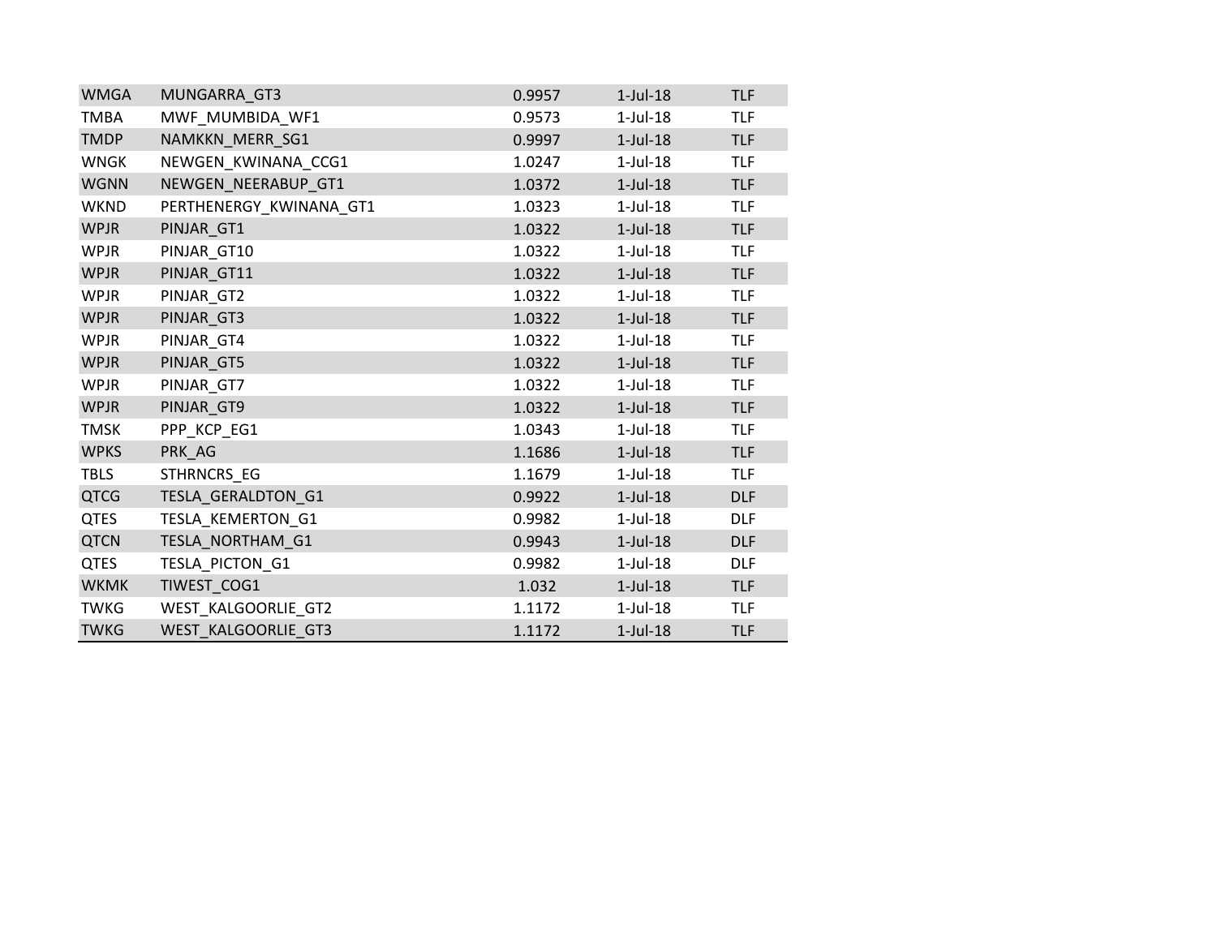| | | | | |
|---|---|---|---|---|
| WMGA | MUNGARRA_GT3 | 0.9957 | 1-Jul-18 | TLF |
| TMBA | MWF_MUMBIDA_WF1 | 0.9573 | 1-Jul-18 | TLF |
| TMDP | NAMKKN_MERR_SG1 | 0.9997 | 1-Jul-18 | TLF |
| WNGK | NEWGEN_KWINANA_CCG1 | 1.0247 | 1-Jul-18 | TLF |
| WGNN | NEWGEN_NEERABUP_GT1 | 1.0372 | 1-Jul-18 | TLF |
| WKND | PERTHENERGY_KWINANA_GT1 | 1.0323 | 1-Jul-18 | TLF |
| WPJR | PINJAR_GT1 | 1.0322 | 1-Jul-18 | TLF |
| WPJR | PINJAR_GT10 | 1.0322 | 1-Jul-18 | TLF |
| WPJR | PINJAR_GT11 | 1.0322 | 1-Jul-18 | TLF |
| WPJR | PINJAR_GT2 | 1.0322 | 1-Jul-18 | TLF |
| WPJR | PINJAR_GT3 | 1.0322 | 1-Jul-18 | TLF |
| WPJR | PINJAR_GT4 | 1.0322 | 1-Jul-18 | TLF |
| WPJR | PINJAR_GT5 | 1.0322 | 1-Jul-18 | TLF |
| WPJR | PINJAR_GT7 | 1.0322 | 1-Jul-18 | TLF |
| WPJR | PINJAR_GT9 | 1.0322 | 1-Jul-18 | TLF |
| TMSK | PPP_KCP_EG1 | 1.0343 | 1-Jul-18 | TLF |
| WPKS | PRK_AG | 1.1686 | 1-Jul-18 | TLF |
| TBLS | STHRNCRS_EG | 1.1679 | 1-Jul-18 | TLF |
| QTCG | TESLA_GERALDTON_G1 | 0.9922 | 1-Jul-18 | DLF |
| QTES | TESLA_KEMERTON_G1 | 0.9982 | 1-Jul-18 | DLF |
| QTCN | TESLA_NORTHAM_G1 | 0.9943 | 1-Jul-18 | DLF |
| QTES | TESLA_PICTON_G1 | 0.9982 | 1-Jul-18 | DLF |
| WKMK | TIWEST_COG1 | 1.032 | 1-Jul-18 | TLF |
| TWKG | WEST_KALGOORLIE_GT2 | 1.1172 | 1-Jul-18 | TLF |
| TWKG | WEST_KALGOORLIE_GT3 | 1.1172 | 1-Jul-18 | TLF |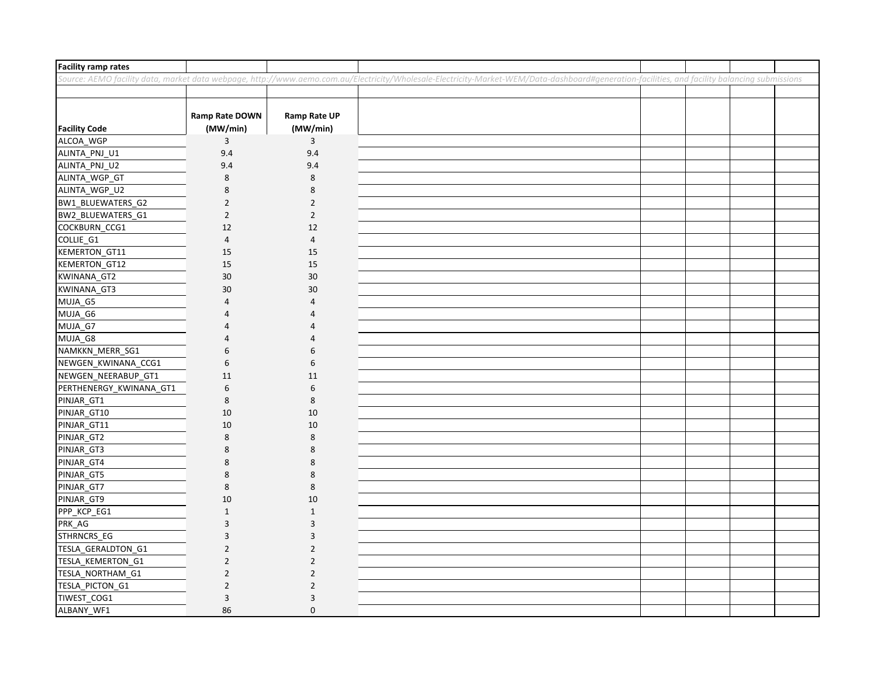**Facility ramp rates**

*Source: AEMO facility data, market data webpage, http://www.aemo.com.au/Electricity/Wholesale-Electricity-Market-WEM/Data-dashboard#generation-facilities, and facility balancing submissions*

| Facility Code | Ramp Rate DOWN (MW/min) | Ramp Rate UP (MW/min) |
|---|---|---|
| ALCOA_WGP | 3 | 3 |
| ALINTA_PNJ_U1 | 9.4 | 9.4 |
| ALINTA_PNJ_U2 | 9.4 | 9.4 |
| ALINTA_WGP_GT | 8 | 8 |
| ALINTA_WGP_U2 | 8 | 8 |
| BW1_BLUEWATERS_G2 | 2 | 2 |
| BW2_BLUEWATERS_G1 | 2 | 2 |
| COCKBURN_CCG1 | 12 | 12 |
| COLLIE_G1 | 4 | 4 |
| KEMERTON_GT11 | 15 | 15 |
| KEMERTON_GT12 | 15 | 15 |
| KWINANA_GT2 | 30 | 30 |
| KWINANA_GT3 | 30 | 30 |
| MUJA_G5 | 4 | 4 |
| MUJA_G6 | 4 | 4 |
| MUJA_G7 | 4 | 4 |
| MUJA_G8 | 4 | 4 |
| NAMKKN_MERR_SG1 | 6 | 6 |
| NEWGEN_KWINANA_CCG1 | 6 | 6 |
| NEWGEN_NEERABUP_GT1 | 11 | 11 |
| PERTHENERGY_KWINANA_GT1 | 6 | 6 |
| PINJAR_GT1 | 8 | 8 |
| PINJAR_GT10 | 10 | 10 |
| PINJAR_GT11 | 10 | 10 |
| PINJAR_GT2 | 8 | 8 |
| PINJAR_GT3 | 8 | 8 |
| PINJAR_GT4 | 8 | 8 |
| PINJAR_GT5 | 8 | 8 |
| PINJAR_GT7 | 8 | 8 |
| PINJAR_GT9 | 10 | 10 |
| PPP_KCP_EG1 | 1 | 1 |
| PRK_AG | 3 | 3 |
| STHRNCRS_EG | 3 | 3 |
| TESLA_GERALDTON_G1 | 2 | 2 |
| TESLA_KEMERTON_G1 | 2 | 2 |
| TESLA_NORTHAM_G1 | 2 | 2 |
| TESLA_PICTON_G1 | 2 | 2 |
| TIWEST_COG1 | 3 | 3 |
| ALBANY_WF1 | 86 | 0 |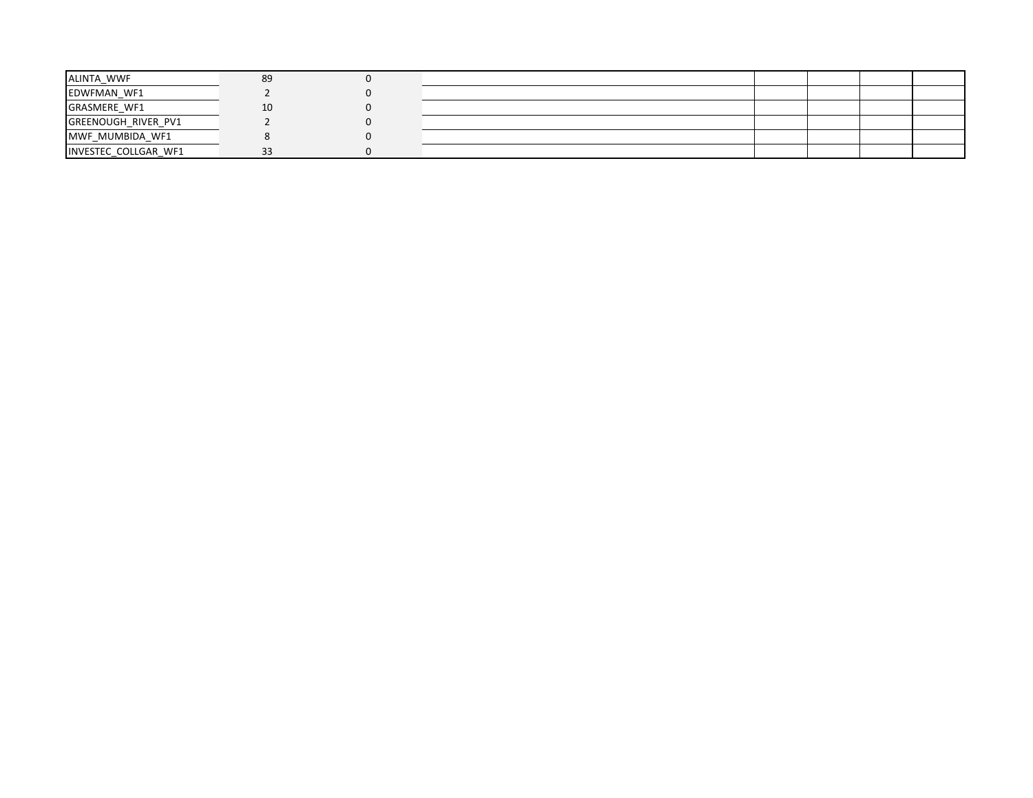| | | | | | | | |
|---|---|---|---|---|---|---|---|
| ALINTA_WWF | 89 | 0 | | | | | |
| EDWFMAN_WF1 | 2 | 0 | | | | | |
| GRASMERE_WF1 | 10 | 0 | | | | | |
| GREENOUGH_RIVER_PV1 | 2 | 0 | | | | | |
| MWF_MUMBIDA_WF1 | 8 | 0 | | | | | |
| INVESTEC_COLLGAR_WF1 | 33 | 0 | | | | | |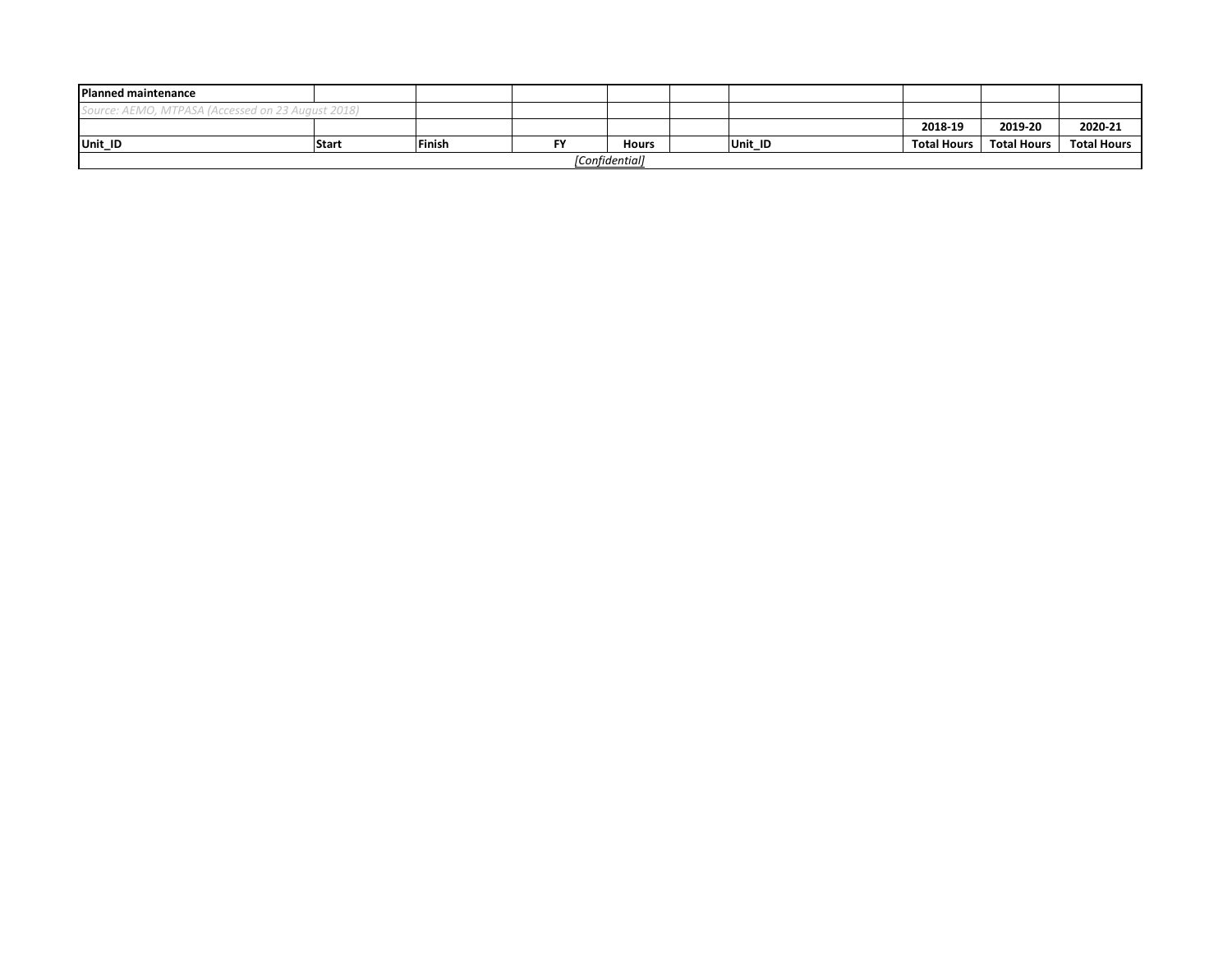| Planned maintenance | | | | | | | | | |
|---|---|---|---|---|---|---|---|---|---|
| *Source: AEMO, MTPASA (Accessed on 23 August 2018)* | | | | | | | | | |
| | | | | | | | **2018-19** | **2019-20** | **2020-21** |
| **Unit_ID** | **Start** | **Finish** | **FY** | **Hours** | | **Unit_ID** | **Total Hours** | **Total Hours** | **Total Hours** |
| *[Confidential]* | | | | | | | | | |